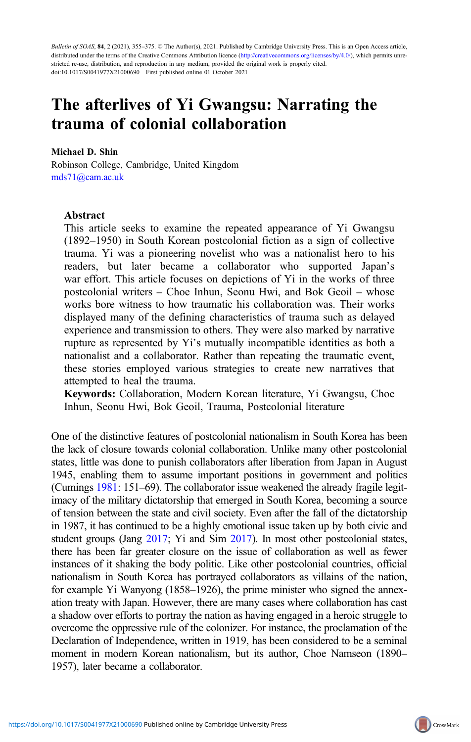Bulletin of SOAS, 84, 2 (2021), 355–375. © The Author(s), 2021. Published by Cambridge University Press. This is an Open Access article, distributed under the terms of the Creative Commons Attribution licence (http://creativecommons.org/licenses/by/4.0/), which permits unrestricted re-use, distribution, and reproduction in any medium, provided the original work is properly cited.
doi:10.1017/S0041977X21000690 First published online 01 October 2021

# The afterlives of Yi Gwangsu: Narrating the trauma of colonial collaboration

**Michael D. Shin**
Robinson College, Cambridge, United Kingdom
mds71@cam.ac.uk

## Abstract

This article seeks to examine the repeated appearance of Yi Gwangsu (1892–1950) in South Korean postcolonial fiction as a sign of collective trauma. Yi was a pioneering novelist who was a nationalist hero to his readers, but later became a collaborator who supported Japan's war effort. This article focuses on depictions of Yi in the works of three postcolonial writers – Choe Inhun, Seonu Hwi, and Bok Geoil – whose works bore witness to how traumatic his collaboration was. Their works displayed many of the defining characteristics of trauma such as delayed experience and transmission to others. They were also marked by narrative rupture as represented by Yi's mutually incompatible identities as both a nationalist and a collaborator. Rather than repeating the traumatic event, these stories employed various strategies to create new narratives that attempted to heal the trauma.

**Keywords:** Collaboration, Modern Korean literature, Yi Gwangsu, Choe Inhun, Seonu Hwi, Bok Geoil, Trauma, Postcolonial literature

One of the distinctive features of postcolonial nationalism in South Korea has been the lack of closure towards colonial collaboration. Unlike many other postcolonial states, little was done to punish collaborators after liberation from Japan in August 1945, enabling them to assume important positions in government and politics (Cumings 1981: 151–69). The collaborator issue weakened the already fragile legitimacy of the military dictatorship that emerged in South Korea, becoming a source of tension between the state and civil society. Even after the fall of the dictatorship in 1987, it has continued to be a highly emotional issue taken up by both civic and student groups (Jang 2017; Yi and Sim 2017). In most other postcolonial states, there has been far greater closure on the issue of collaboration as well as fewer instances of it shaking the body politic. Like other postcolonial countries, official nationalism in South Korea has portrayed collaborators as villains of the nation, for example Yi Wanyong (1858–1926), the prime minister who signed the annexation treaty with Japan. However, there are many cases where collaboration has cast a shadow over efforts to portray the nation as having engaged in a heroic struggle to overcome the oppressive rule of the colonizer. For instance, the proclamation of the Declaration of Independence, written in 1919, has been considered to be a seminal moment in modern Korean nationalism, but its author, Choe Namseon (1890–1957), later became a collaborator.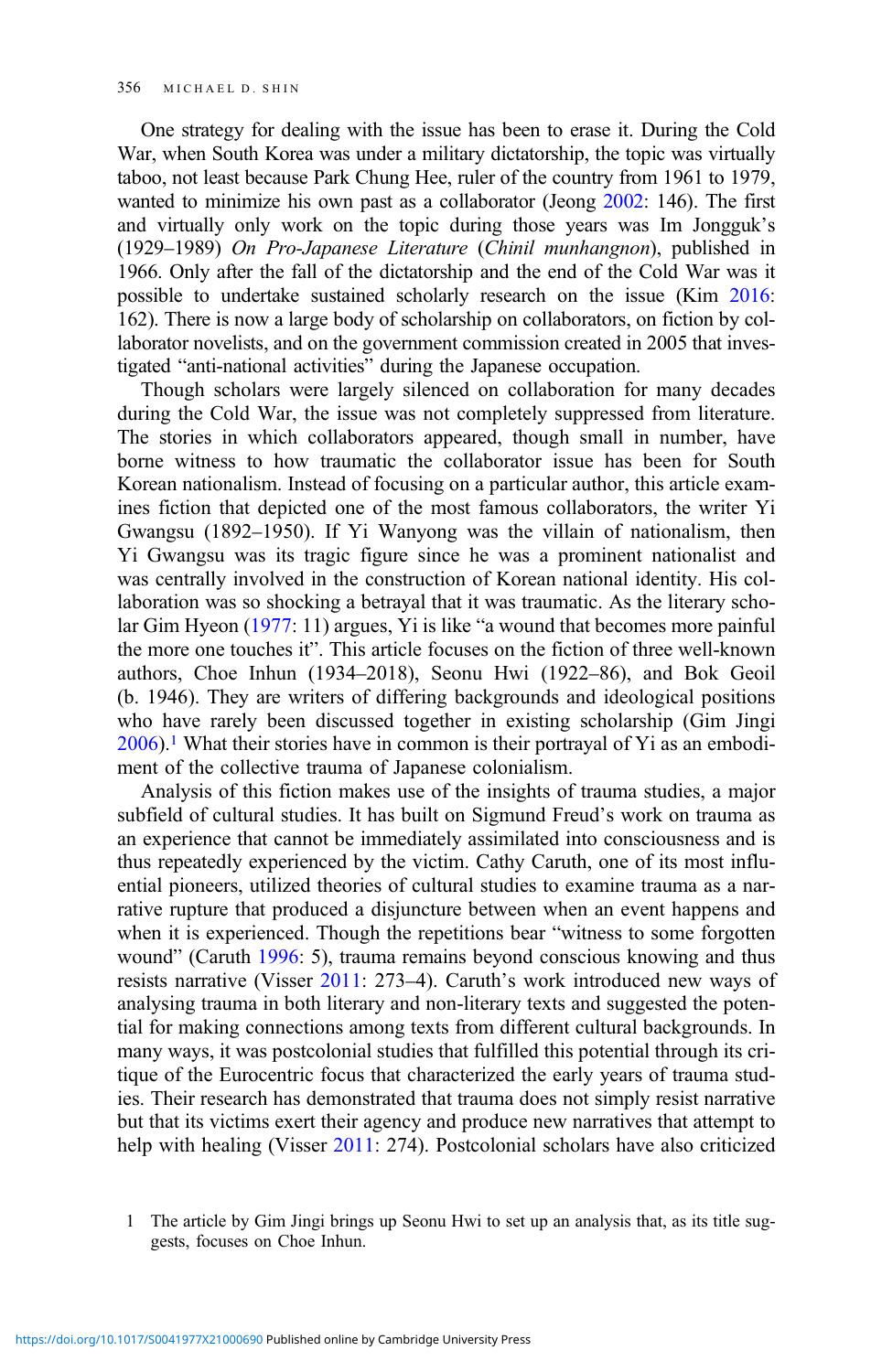One strategy for dealing with the issue has been to erase it. During the Cold War, when South Korea was under a military dictatorship, the topic was virtually taboo, not least because Park Chung Hee, ruler of the country from 1961 to 1979, wanted to minimize his own past as a collaborator (Jeong 2002: 146). The first and virtually only work on the topic during those years was Im Jongguk's (1929–1989) *On Pro-Japanese Literature* (*Chinil munhangnon*), published in 1966. Only after the fall of the dictatorship and the end of the Cold War was it possible to undertake sustained scholarly research on the issue (Kim 2016: 162). There is now a large body of scholarship on collaborators, on fiction by collaborator novelists, and on the government commission created in 2005 that investigated "anti-national activities" during the Japanese occupation.

Though scholars were largely silenced on collaboration for many decades during the Cold War, the issue was not completely suppressed from literature. The stories in which collaborators appeared, though small in number, have borne witness to how traumatic the collaborator issue has been for South Korean nationalism. Instead of focusing on a particular author, this article examines fiction that depicted one of the most famous collaborators, the writer Yi Gwangsu (1892–1950). If Yi Wanyong was the villain of nationalism, then Yi Gwangsu was its tragic figure since he was a prominent nationalist and was centrally involved in the construction of Korean national identity. His collaboration was so shocking a betrayal that it was traumatic. As the literary scholar Gim Hyeon (1977: 11) argues, Yi is like "a wound that becomes more painful the more one touches it". This article focuses on the fiction of three well-known authors, Choe Inhun (1934–2018), Seonu Hwi (1922–86), and Bok Geoil (b. 1946). They are writers of differing backgrounds and ideological positions who have rarely been discussed together in existing scholarship (Gim Jingi 2006).[1] What their stories have in common is their portrayal of Yi as an embodiment of the collective trauma of Japanese colonialism.

Analysis of this fiction makes use of the insights of trauma studies, a major subfield of cultural studies. It has built on Sigmund Freud's work on trauma as an experience that cannot be immediately assimilated into consciousness and is thus repeatedly experienced by the victim. Cathy Caruth, one of its most influential pioneers, utilized theories of cultural studies to examine trauma as a narrative rupture that produced a disjuncture between when an event happens and when it is experienced. Though the repetitions bear "witness to some forgotten wound" (Caruth 1996: 5), trauma remains beyond conscious knowing and thus resists narrative (Visser 2011: 273–4). Caruth's work introduced new ways of analysing trauma in both literary and non-literary texts and suggested the potential for making connections among texts from different cultural backgrounds. In many ways, it was postcolonial studies that fulfilled this potential through its critique of the Eurocentric focus that characterized the early years of trauma studies. Their research has demonstrated that trauma does not simply resist narrative but that its victims exert their agency and produce new narratives that attempt to help with healing (Visser 2011: 274). Postcolonial scholars have also criticized

1 The article by Gim Jingi brings up Seonu Hwi to set up an analysis that, as its title suggests, focuses on Choe Inhun.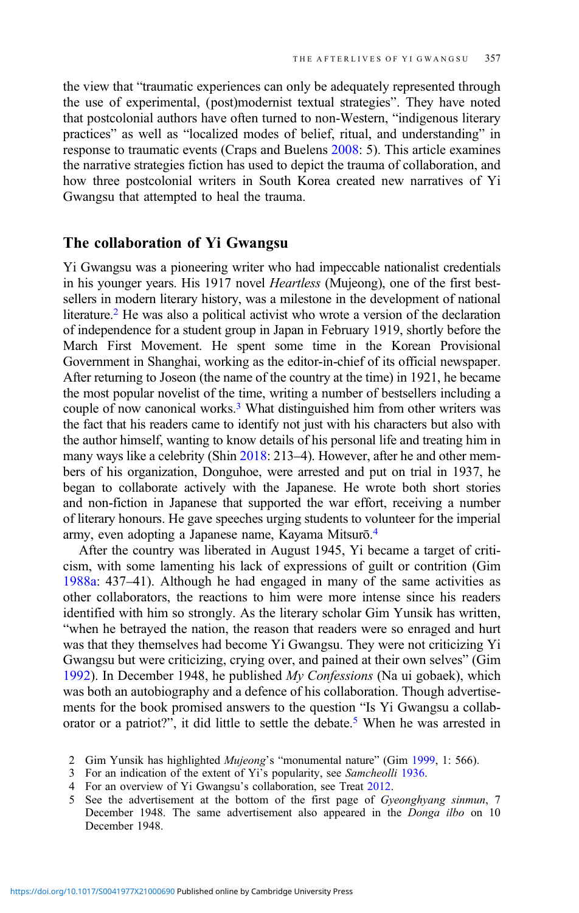the view that "traumatic experiences can only be adequately represented through the use of experimental, (post)modernist textual strategies". They have noted that postcolonial authors have often turned to non-Western, "indigenous literary practices" as well as "localized modes of belief, ritual, and understanding" in response to traumatic events (Craps and Buelens 2008: 5). This article examines the narrative strategies fiction has used to depict the trauma of collaboration, and how three postcolonial writers in South Korea created new narratives of Yi Gwangsu that attempted to heal the trauma.

## The collaboration of Yi Gwangsu

Yi Gwangsu was a pioneering writer who had impeccable nationalist credentials in his younger years. His 1917 novel *Heartless* (Mujeong), one of the first bestsellers in modern literary history, was a milestone in the development of national literature.[2] He was also a political activist who wrote a version of the declaration of independence for a student group in Japan in February 1919, shortly before the March First Movement. He spent some time in the Korean Provisional Government in Shanghai, working as the editor-in-chief of its official newspaper. After returning to Joseon (the name of the country at the time) in 1921, he became the most popular novelist of the time, writing a number of bestsellers including a couple of now canonical works.[3] What distinguished him from other writers was the fact that his readers came to identify not just with his characters but also with the author himself, wanting to know details of his personal life and treating him in many ways like a celebrity (Shin 2018: 213–4). However, after he and other members of his organization, Donguhoe, were arrested and put on trial in 1937, he began to collaborate actively with the Japanese. He wrote both short stories and non-fiction in Japanese that supported the war effort, receiving a number of literary honours. He gave speeches urging students to volunteer for the imperial army, even adopting a Japanese name, Kayama Mitsurō.[4]

After the country was liberated in August 1945, Yi became a target of criticism, with some lamenting his lack of expressions of guilt or contrition (Gim 1988a: 437–41). Although he had engaged in many of the same activities as other collaborators, the reactions to him were more intense since his readers identified with him so strongly. As the literary scholar Gim Yunsik has written, "when he betrayed the nation, the reason that readers were so enraged and hurt was that they themselves had become Yi Gwangsu. They were not criticizing Yi Gwangsu but were criticizing, crying over, and pained at their own selves" (Gim 1992). In December 1948, he published *My Confessions* (Na ui gobaek), which was both an autobiography and a defence of his collaboration. Though advertisements for the book promised answers to the question "Is Yi Gwangsu a collaborator or a patriot?", it did little to settle the debate.[5] When he was arrested in

2 Gim Yunsik has highlighted *Mujeong*'s "monumental nature" (Gim 1999, 1: 566).

3 For an indication of the extent of Yi's popularity, see *Samcheolli* 1936.

4 For an overview of Yi Gwangsu's collaboration, see Treat 2012.

5 See the advertisement at the bottom of the first page of *Gyeonghyang sinmun*, 7 December 1948. The same advertisement also appeared in the *Donga ilbo* on 10 December 1948.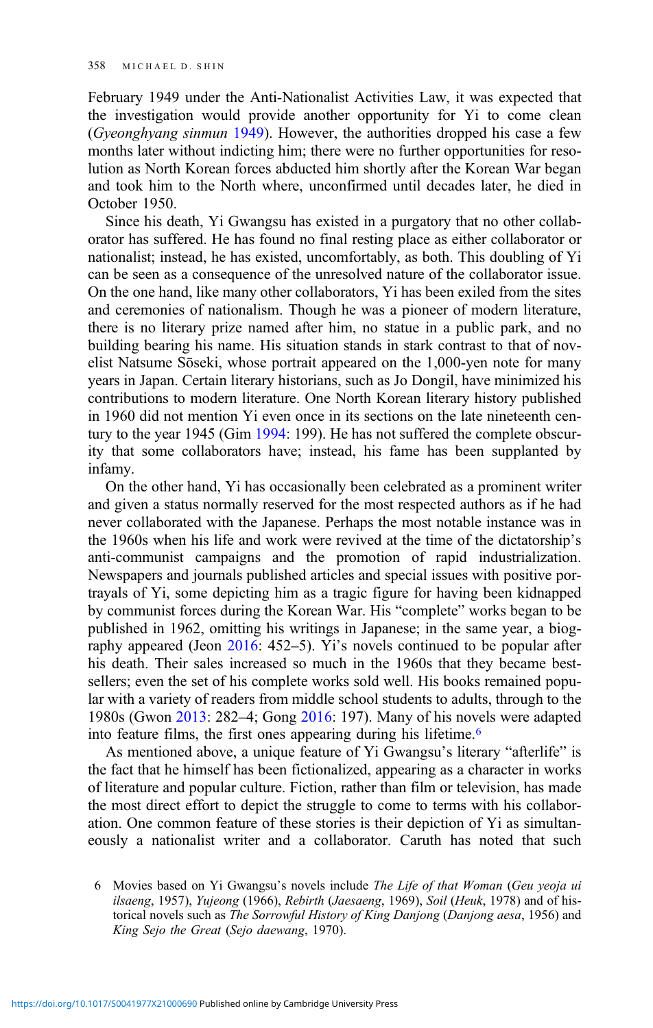February 1949 under the Anti-Nationalist Activities Law, it was expected that the investigation would provide another opportunity for Yi to come clean (*Gyeonghyang sinmun* 1949). However, the authorities dropped his case a few months later without indicting him; there were no further opportunities for resolution as North Korean forces abducted him shortly after the Korean War began and took him to the North where, unconfirmed until decades later, he died in October 1950.

Since his death, Yi Gwangsu has existed in a purgatory that no other collaborator has suffered. He has found no final resting place as either collaborator or nationalist; instead, he has existed, uncomfortably, as both. This doubling of Yi can be seen as a consequence of the unresolved nature of the collaborator issue. On the one hand, like many other collaborators, Yi has been exiled from the sites and ceremonies of nationalism. Though he was a pioneer of modern literature, there is no literary prize named after him, no statue in a public park, and no building bearing his name. His situation stands in stark contrast to that of novelist Natsume Sōseki, whose portrait appeared on the 1,000-yen note for many years in Japan. Certain literary historians, such as Jo Dongil, have minimized his contributions to modern literature. One North Korean literary history published in 1960 did not mention Yi even once in its sections on the late nineteenth century to the year 1945 (Gim 1994: 199). He has not suffered the complete obscurity that some collaborators have; instead, his fame has been supplanted by infamy.

On the other hand, Yi has occasionally been celebrated as a prominent writer and given a status normally reserved for the most respected authors as if he had never collaborated with the Japanese. Perhaps the most notable instance was in the 1960s when his life and work were revived at the time of the dictatorship's anti-communist campaigns and the promotion of rapid industrialization. Newspapers and journals published articles and special issues with positive portrayals of Yi, some depicting him as a tragic figure for having been kidnapped by communist forces during the Korean War. His "complete" works began to be published in 1962, omitting his writings in Japanese; in the same year, a biography appeared (Jeon 2016: 452–5). Yi's novels continued to be popular after his death. Their sales increased so much in the 1960s that they became bestsellers; even the set of his complete works sold well. His books remained popular with a variety of readers from middle school students to adults, through to the 1980s (Gwon 2013: 282–4; Gong 2016: 197). Many of his novels were adapted into feature films, the first ones appearing during his lifetime.[6]

As mentioned above, a unique feature of Yi Gwangsu's literary "afterlife" is the fact that he himself has been fictionalized, appearing as a character in works of literature and popular culture. Fiction, rather than film or television, has made the most direct effort to depict the struggle to come to terms with his collaboration. One common feature of these stories is their depiction of Yi as simultaneously a nationalist writer and a collaborator. Caruth has noted that such

6 Movies based on Yi Gwangsu's novels include *The Life of that Woman* (*Geu yeoja ui ilsaeng*, 1957), *Yujeong* (1966), *Rebirth* (*Jaesaeng*, 1969), *Soil* (*Heuk*, 1978) and of historical novels such as *The Sorrowful History of King Danjong* (*Danjong aesa*, 1956) and *King Sejo the Great* (*Sejo daewang*, 1970).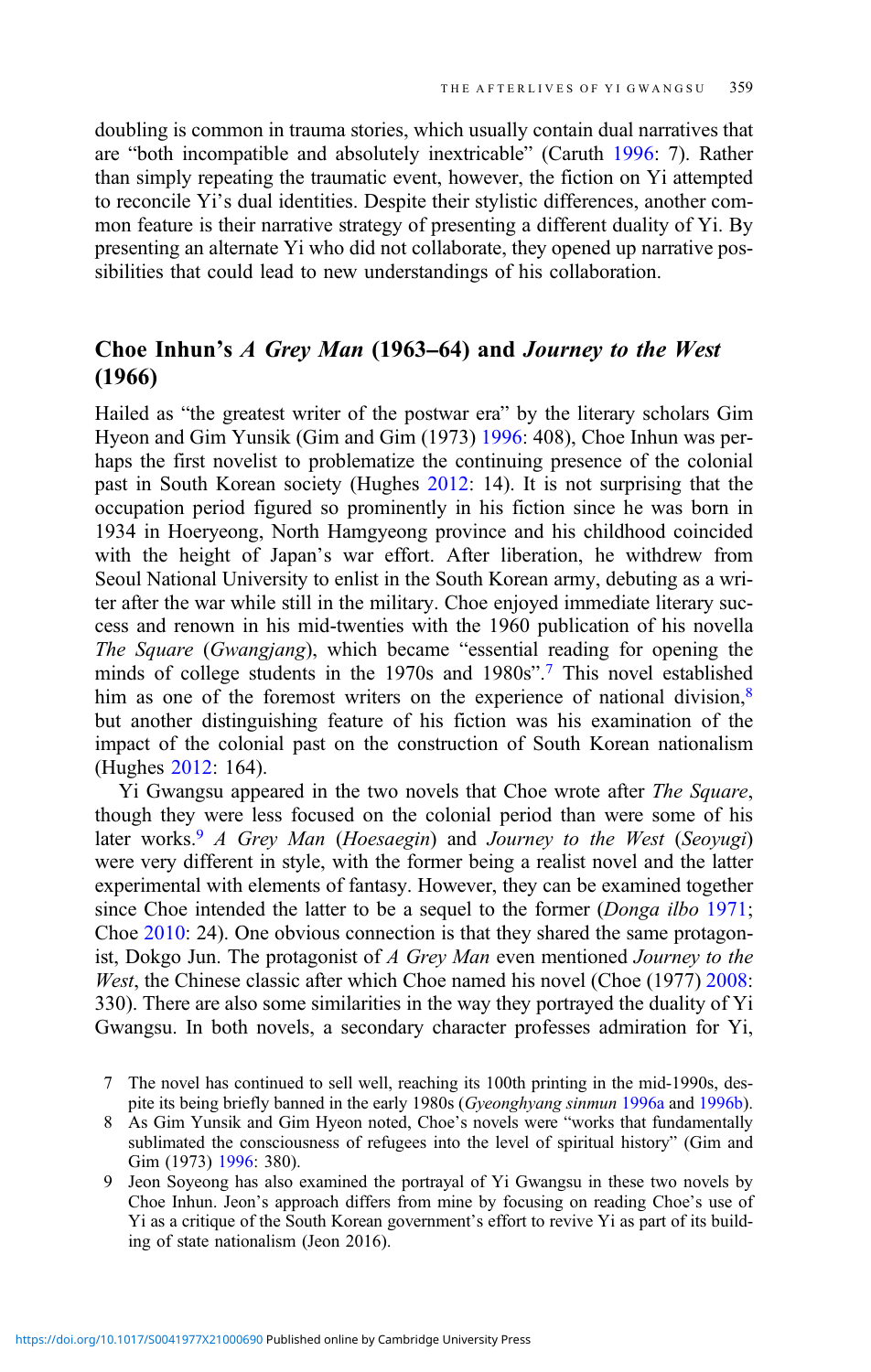doubling is common in trauma stories, which usually contain dual narratives that are "both incompatible and absolutely inextricable" (Caruth 1996: 7). Rather than simply repeating the traumatic event, however, the fiction on Yi attempted to reconcile Yi's dual identities. Despite their stylistic differences, another common feature is their narrative strategy of presenting a different duality of Yi. By presenting an alternate Yi who did not collaborate, they opened up narrative possibilities that could lead to new understandings of his collaboration.

## Choe Inhun's *A Grey Man* (1963–64) and *Journey to the West* (1966)

Hailed as "the greatest writer of the postwar era" by the literary scholars Gim Hyeon and Gim Yunsik (Gim and Gim (1973) 1996: 408), Choe Inhun was perhaps the first novelist to problematize the continuing presence of the colonial past in South Korean society (Hughes 2012: 14). It is not surprising that the occupation period figured so prominently in his fiction since he was born in 1934 in Hoeryeong, North Hamgyeong province and his childhood coincided with the height of Japan's war effort. After liberation, he withdrew from Seoul National University to enlist in the South Korean army, debuting as a writer after the war while still in the military. Choe enjoyed immediate literary success and renown in his mid-twenties with the 1960 publication of his novella *The Square* (*Gwangjang*), which became "essential reading for opening the minds of college students in the 1970s and 1980s".[7] This novel established him as one of the foremost writers on the experience of national division,[8] but another distinguishing feature of his fiction was his examination of the impact of the colonial past on the construction of South Korean nationalism (Hughes 2012: 164).

Yi Gwangsu appeared in the two novels that Choe wrote after *The Square*, though they were less focused on the colonial period than were some of his later works.[9] *A Grey Man* (*Hoesaegin*) and *Journey to the West* (*Seoyugi*) were very different in style, with the former being a realist novel and the latter experimental with elements of fantasy. However, they can be examined together since Choe intended the latter to be a sequel to the former (*Donga ilbo* 1971; Choe 2010: 24). One obvious connection is that they shared the same protagonist, Dokgo Jun. The protagonist of *A Grey Man* even mentioned *Journey to the West*, the Chinese classic after which Choe named his novel (Choe (1977) 2008: 330). There are also some similarities in the way they portrayed the duality of Yi Gwangsu. In both novels, a secondary character professes admiration for Yi,

7 The novel has continued to sell well, reaching its 100th printing in the mid-1990s, despite its being briefly banned in the early 1980s (*Gyeonghyang sinmun* 1996a and 1996b).

8 As Gim Yunsik and Gim Hyeon noted, Choe's novels were "works that fundamentally sublimated the consciousness of refugees into the level of spiritual history" (Gim and Gim (1973) 1996: 380).

9 Jeon Soyeong has also examined the portrayal of Yi Gwangsu in these two novels by Choe Inhun. Jeon's approach differs from mine by focusing on reading Choe's use of Yi as a critique of the South Korean government's effort to revive Yi as part of its building of state nationalism (Jeon 2016).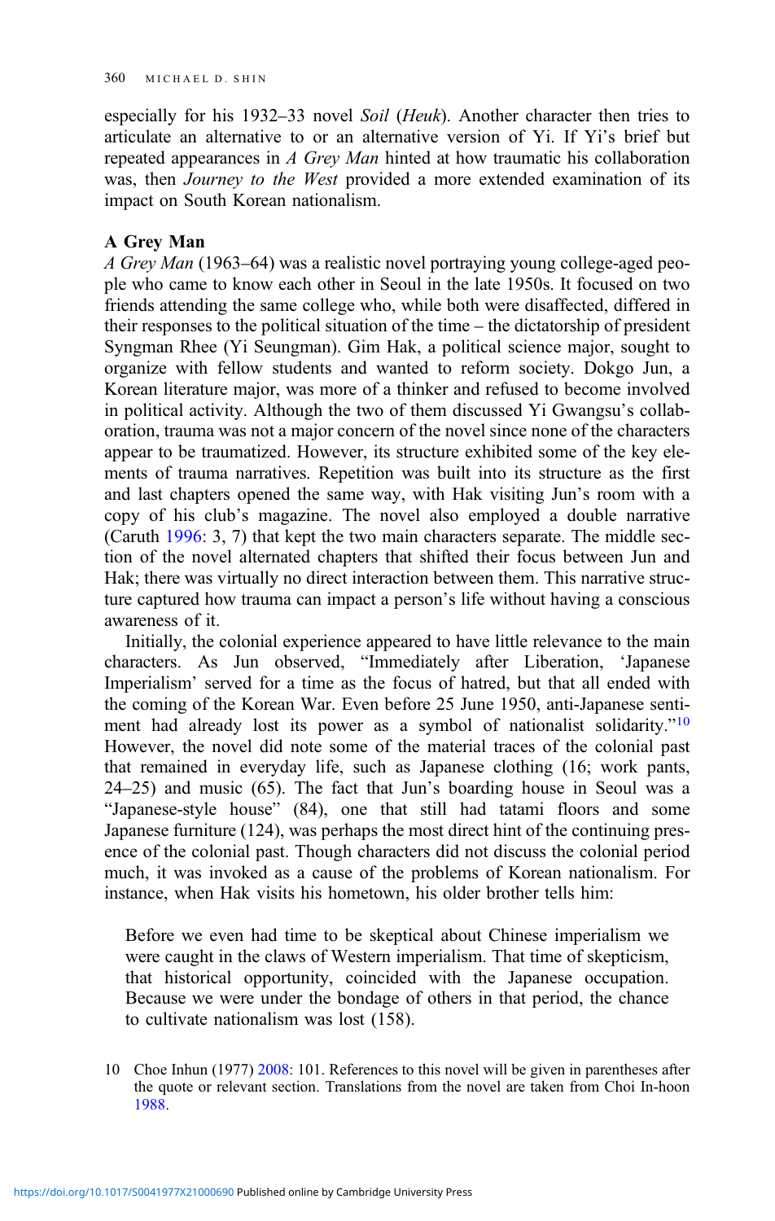especially for his 1932–33 novel *Soil* (*Heuk*). Another character then tries to articulate an alternative to or an alternative version of Yi. If Yi's brief but repeated appearances in *A Grey Man* hinted at how traumatic his collaboration was, then *Journey to the West* provided a more extended examination of its impact on South Korean nationalism.

## A Grey Man

*A Grey Man* (1963–64) was a realistic novel portraying young college-aged people who came to know each other in Seoul in the late 1950s. It focused on two friends attending the same college who, while both were disaffected, differed in their responses to the political situation of the time – the dictatorship of president Syngman Rhee (Yi Seungman). Gim Hak, a political science major, sought to organize with fellow students and wanted to reform society. Dokgo Jun, a Korean literature major, was more of a thinker and refused to become involved in political activity. Although the two of them discussed Yi Gwangsu's collaboration, trauma was not a major concern of the novel since none of the characters appear to be traumatized. However, its structure exhibited some of the key elements of trauma narratives. Repetition was built into its structure as the first and last chapters opened the same way, with Hak visiting Jun's room with a copy of his club's magazine. The novel also employed a double narrative (Caruth 1996: 3, 7) that kept the two main characters separate. The middle section of the novel alternated chapters that shifted their focus between Jun and Hak; there was virtually no direct interaction between them. This narrative structure captured how trauma can impact a person's life without having a conscious awareness of it.

Initially, the colonial experience appeared to have little relevance to the main characters. As Jun observed, "Immediately after Liberation, 'Japanese Imperialism' served for a time as the focus of hatred, but that all ended with the coming of the Korean War. Even before 25 June 1950, anti-Japanese sentiment had already lost its power as a symbol of nationalist solidarity."[10] However, the novel did note some of the material traces of the colonial past that remained in everyday life, such as Japanese clothing (16; work pants, 24–25) and music (65). The fact that Jun's boarding house in Seoul was a "Japanese-style house" (84), one that still had tatami floors and some Japanese furniture (124), was perhaps the most direct hint of the continuing presence of the colonial past. Though characters did not discuss the colonial period much, it was invoked as a cause of the problems of Korean nationalism. For instance, when Hak visits his hometown, his older brother tells him:

> Before we even had time to be skeptical about Chinese imperialism we were caught in the claws of Western imperialism. That time of skepticism, that historical opportunity, coincided with the Japanese occupation. Because we were under the bondage of others in that period, the chance to cultivate nationalism was lost (158).

10 Choe Inhun (1977) 2008: 101. References to this novel will be given in parentheses after the quote or relevant section. Translations from the novel are taken from Choi In-hoon 1988.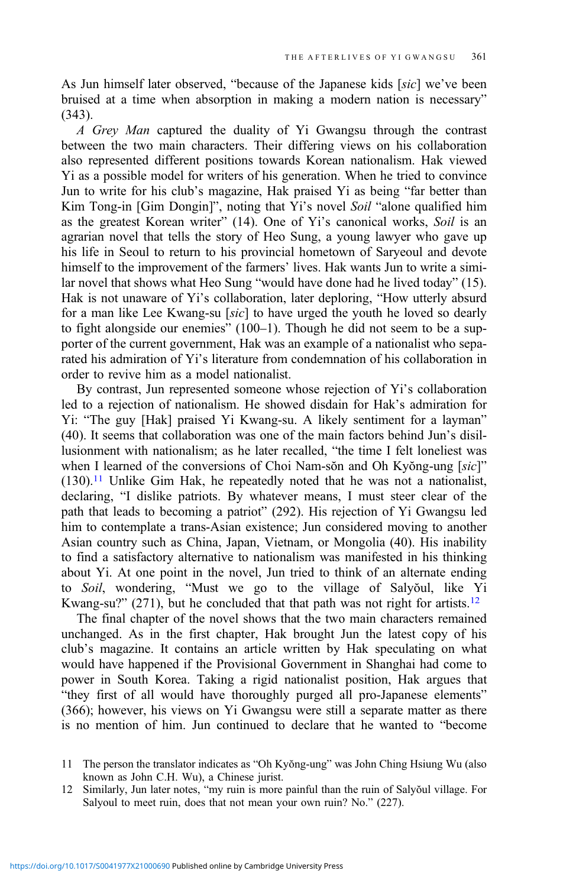As Jun himself later observed, "because of the Japanese kids [sic] we've been bruised at a time when absorption in making a modern nation is necessary" (343).

*A Grey Man* captured the duality of Yi Gwangsu through the contrast between the two main characters. Their differing views on his collaboration also represented different positions towards Korean nationalism. Hak viewed Yi as a possible model for writers of his generation. When he tried to convince Jun to write for his club's magazine, Hak praised Yi as being "far better than Kim Tong-in [Gim Dongin]", noting that Yi's novel *Soil* "alone qualified him as the greatest Korean writer" (14). One of Yi's canonical works, *Soil* is an agrarian novel that tells the story of Heo Sung, a young lawyer who gave up his life in Seoul to return to his provincial hometown of Saryeoul and devote himself to the improvement of the farmers' lives. Hak wants Jun to write a similar novel that shows what Heo Sung "would have done had he lived today" (15). Hak is not unaware of Yi's collaboration, later deploring, "How utterly absurd for a man like Lee Kwang-su [sic] to have urged the youth he loved so dearly to fight alongside our enemies" (100–1). Though he did not seem to be a supporter of the current government, Hak was an example of a nationalist who separated his admiration of Yi's literature from condemnation of his collaboration in order to revive him as a model nationalist.

By contrast, Jun represented someone whose rejection of Yi's collaboration led to a rejection of nationalism. He showed disdain for Hak's admiration for Yi: "The guy [Hak] praised Yi Kwang-su. A likely sentiment for a layman" (40). It seems that collaboration was one of the main factors behind Jun's disillusionment with nationalism; as he later recalled, "the time I felt loneliest was when I learned of the conversions of Choi Nam-sŏn and Oh Kyŏng-ung [sic]" (130).[11] Unlike Gim Hak, he repeatedly noted that he was not a nationalist, declaring, "I dislike patriots. By whatever means, I must steer clear of the path that leads to becoming a patriot" (292). His rejection of Yi Gwangsu led him to contemplate a trans-Asian existence; Jun considered moving to another Asian country such as China, Japan, Vietnam, or Mongolia (40). His inability to find a satisfactory alternative to nationalism was manifested in his thinking about Yi. At one point in the novel, Jun tried to think of an alternate ending to *Soil*, wondering, "Must we go to the village of Salyŏul, like Yi Kwang-su?" (271), but he concluded that that path was not right for artists.[12]

The final chapter of the novel shows that the two main characters remained unchanged. As in the first chapter, Hak brought Jun the latest copy of his club's magazine. It contains an article written by Hak speculating on what would have happened if the Provisional Government in Shanghai had come to power in South Korea. Taking a rigid nationalist position, Hak argues that "they first of all would have thoroughly purged all pro-Japanese elements" (366); however, his views on Yi Gwangsu were still a separate matter as there is no mention of him. Jun continued to declare that he wanted to "become

11 The person the translator indicates as "Oh Kyŏng-ung" was John Ching Hsiung Wu (also known as John C.H. Wu), a Chinese jurist.

12 Similarly, Jun later notes, "my ruin is more painful than the ruin of Salyŏul village. For Salyoul to meet ruin, does that not mean your own ruin? No." (227).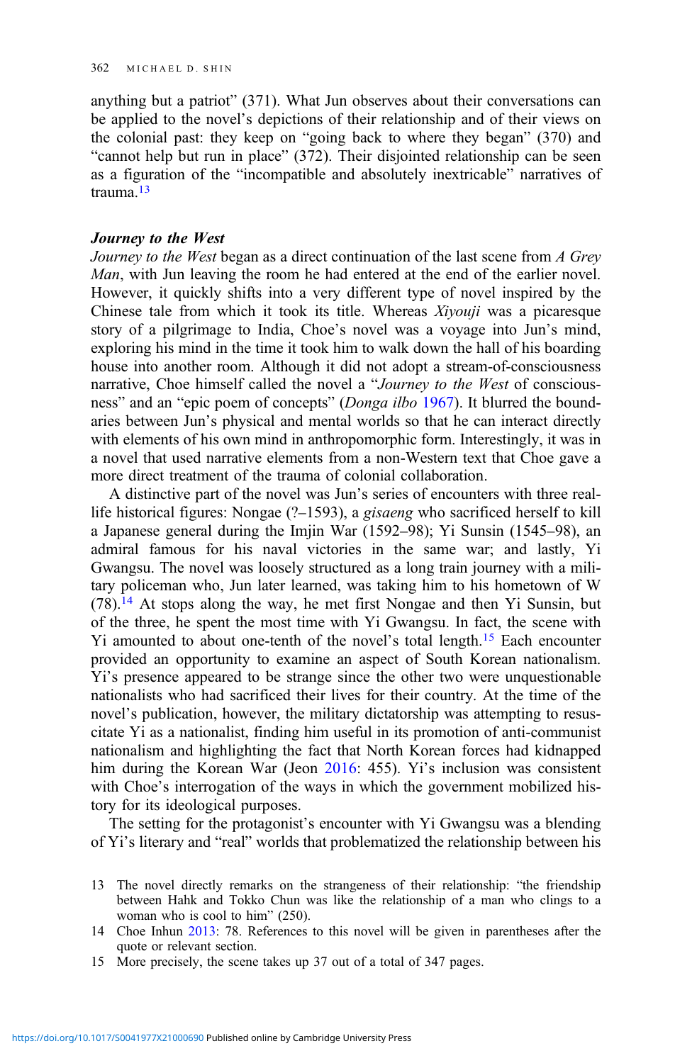anything but a patriot" (371). What Jun observes about their conversations can be applied to the novel's depictions of their relationship and of their views on the colonial past: they keep on "going back to where they began" (370) and "cannot help but run in place" (372). Their disjointed relationship can be seen as a figuration of the "incompatible and absolutely inextricable" narratives of trauma.[13]

### *Journey to the West*

*Journey to the West* began as a direct continuation of the last scene from *A Grey Man*, with Jun leaving the room he had entered at the end of the earlier novel. However, it quickly shifts into a very different type of novel inspired by the Chinese tale from which it took its title. Whereas *Xiyouji* was a picaresque story of a pilgrimage to India, Choe's novel was a voyage into Jun's mind, exploring his mind in the time it took him to walk down the hall of his boarding house into another room. Although it did not adopt a stream-of-consciousness narrative, Choe himself called the novel a "*Journey to the West* of consciousness" and an "epic poem of concepts" (*Donga ilbo* 1967). It blurred the boundaries between Jun's physical and mental worlds so that he can interact directly with elements of his own mind in anthropomorphic form. Interestingly, it was in a novel that used narrative elements from a non-Western text that Choe gave a more direct treatment of the trauma of colonial collaboration.

A distinctive part of the novel was Jun's series of encounters with three real-life historical figures: Nongae (?–1593), a *gisaeng* who sacrificed herself to kill a Japanese general during the Imjin War (1592–98); Yi Sunsin (1545–98), an admiral famous for his naval victories in the same war; and lastly, Yi Gwangsu. The novel was loosely structured as a long train journey with a military policeman who, Jun later learned, was taking him to his hometown of W (78).[14] At stops along the way, he met first Nongae and then Yi Sunsin, but of the three, he spent the most time with Yi Gwangsu. In fact, the scene with Yi amounted to about one-tenth of the novel's total length.[15] Each encounter provided an opportunity to examine an aspect of South Korean nationalism. Yi's presence appeared to be strange since the other two were unquestionable nationalists who had sacrificed their lives for their country. At the time of the novel's publication, however, the military dictatorship was attempting to resuscitate Yi as a nationalist, finding him useful in its promotion of anti-communist nationalism and highlighting the fact that North Korean forces had kidnapped him during the Korean War (Jeon 2016: 455). Yi's inclusion was consistent with Choe's interrogation of the ways in which the government mobilized history for its ideological purposes.

The setting for the protagonist's encounter with Yi Gwangsu was a blending of Yi's literary and "real" worlds that problematized the relationship between his

13 The novel directly remarks on the strangeness of their relationship: "the friendship between Hahk and Tokko Chun was like the relationship of a man who clings to a woman who is cool to him" (250).

14 Choe Inhun 2013: 78. References to this novel will be given in parentheses after the quote or relevant section.

15 More precisely, the scene takes up 37 out of a total of 347 pages.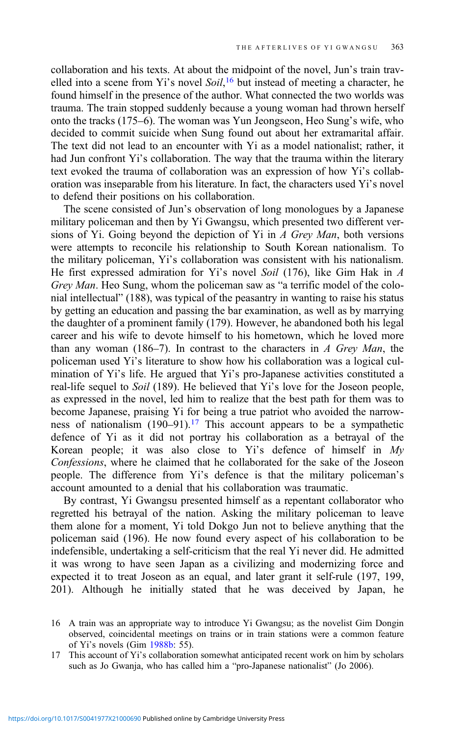collaboration and his texts. At about the midpoint of the novel, Jun's train travelled into a scene from Yi's novel *Soil*,[16] but instead of meeting a character, he found himself in the presence of the author. What connected the two worlds was trauma. The train stopped suddenly because a young woman had thrown herself onto the tracks (175–6). The woman was Yun Jeongseon, Heo Sung's wife, who decided to commit suicide when Sung found out about her extramarital affair. The text did not lead to an encounter with Yi as a model nationalist; rather, it had Jun confront Yi's collaboration. The way that the trauma within the literary text evoked the trauma of collaboration was an expression of how Yi's collaboration was inseparable from his literature. In fact, the characters used Yi's novel to defend their positions on his collaboration.

The scene consisted of Jun's observation of long monologues by a Japanese military policeman and then by Yi Gwangsu, which presented two different versions of Yi. Going beyond the depiction of Yi in *A Grey Man*, both versions were attempts to reconcile his relationship to South Korean nationalism. To the military policeman, Yi's collaboration was consistent with his nationalism. He first expressed admiration for Yi's novel *Soil* (176), like Gim Hak in *A Grey Man*. Heo Sung, whom the policeman saw as "a terrific model of the colonial intellectual" (188), was typical of the peasantry in wanting to raise his status by getting an education and passing the bar examination, as well as by marrying the daughter of a prominent family (179). However, he abandoned both his legal career and his wife to devote himself to his hometown, which he loved more than any woman (186–7). In contrast to the characters in *A Grey Man*, the policeman used Yi's literature to show how his collaboration was a logical culmination of Yi's life. He argued that Yi's pro-Japanese activities constituted a real-life sequel to *Soil* (189). He believed that Yi's love for the Joseon people, as expressed in the novel, led him to realize that the best path for them was to become Japanese, praising Yi for being a true patriot who avoided the narrowness of nationalism (190–91).[17] This account appears to be a sympathetic defence of Yi as it did not portray his collaboration as a betrayal of the Korean people; it was also close to Yi's defence of himself in *My Confessions*, where he claimed that he collaborated for the sake of the Joseon people. The difference from Yi's defence is that the military policeman's account amounted to a denial that his collaboration was traumatic.

By contrast, Yi Gwangsu presented himself as a repentant collaborator who regretted his betrayal of the nation. Asking the military policeman to leave them alone for a moment, Yi told Dokgo Jun not to believe anything that the policeman said (196). He now found every aspect of his collaboration to be indefensible, undertaking a self-criticism that the real Yi never did. He admitted it was wrong to have seen Japan as a civilizing and modernizing force and expected it to treat Joseon as an equal, and later grant it self-rule (197, 199, 201). Although he initially stated that he was deceived by Japan, he

16 A train was an appropriate way to introduce Yi Gwangsu; as the novelist Gim Dongin observed, coincidental meetings on trains or in train stations were a common feature of Yi's novels (Gim 1988b: 55).

17 This account of Yi's collaboration somewhat anticipated recent work on him by scholars such as Jo Gwanja, who has called him a "pro-Japanese nationalist" (Jo 2006).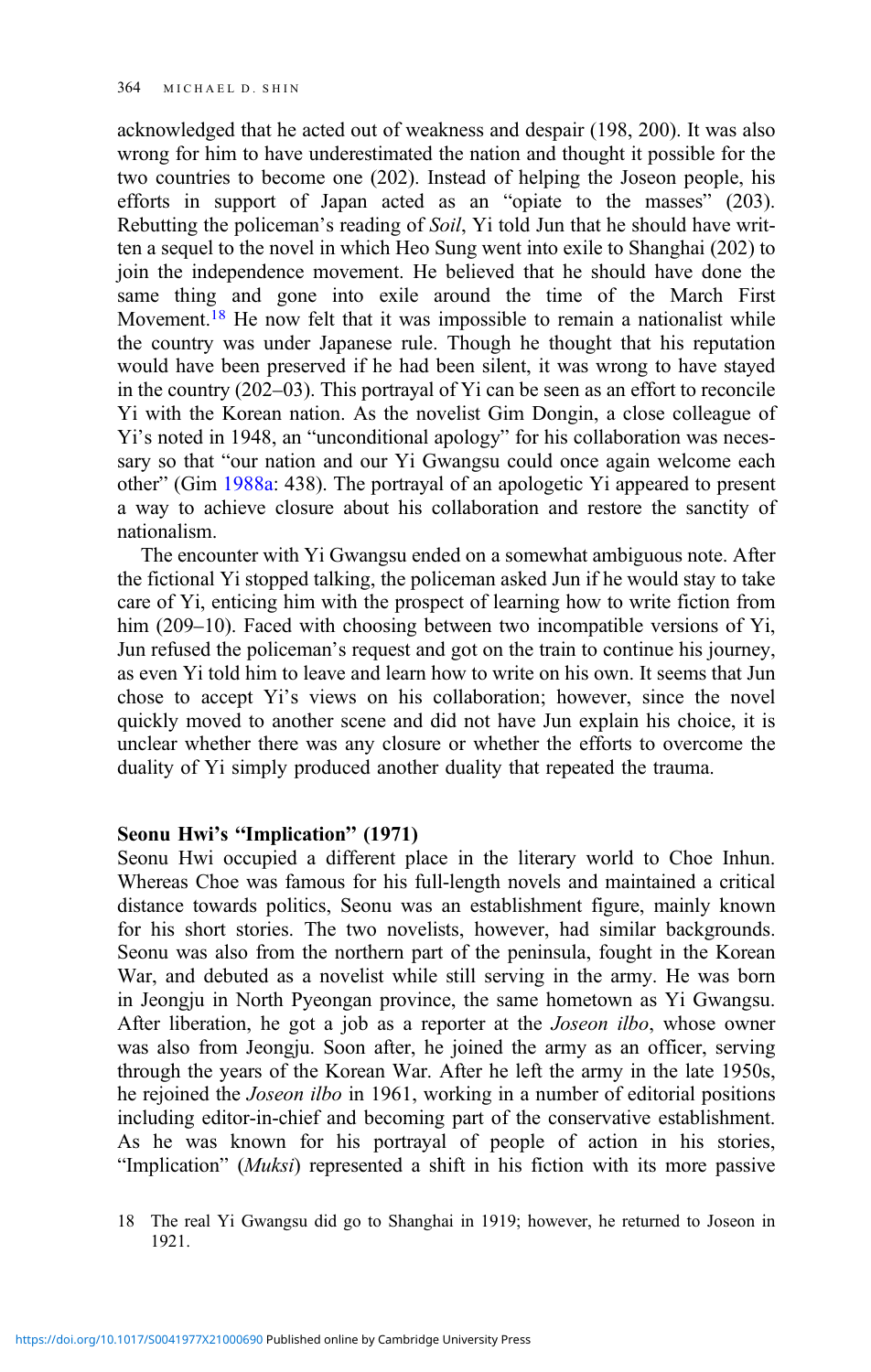acknowledged that he acted out of weakness and despair (198, 200). It was also wrong for him to have underestimated the nation and thought it possible for the two countries to become one (202). Instead of helping the Joseon people, his efforts in support of Japan acted as an "opiate to the masses" (203). Rebutting the policeman's reading of *Soil*, Yi told Jun that he should have written a sequel to the novel in which Heo Sung went into exile to Shanghai (202) to join the independence movement. He believed that he should have done the same thing and gone into exile around the time of the March First Movement.[18] He now felt that it was impossible to remain a nationalist while the country was under Japanese rule. Though he thought that his reputation would have been preserved if he had been silent, it was wrong to have stayed in the country (202–03). This portrayal of Yi can be seen as an effort to reconcile Yi with the Korean nation. As the novelist Gim Dongin, a close colleague of Yi's noted in 1948, an "unconditional apology" for his collaboration was necessary so that "our nation and our Yi Gwangsu could once again welcome each other" (Gim 1988a: 438). The portrayal of an apologetic Yi appeared to present a way to achieve closure about his collaboration and restore the sanctity of nationalism.

The encounter with Yi Gwangsu ended on a somewhat ambiguous note. After the fictional Yi stopped talking, the policeman asked Jun if he would stay to take care of Yi, enticing him with the prospect of learning how to write fiction from him (209–10). Faced with choosing between two incompatible versions of Yi, Jun refused the policeman's request and got on the train to continue his journey, as even Yi told him to leave and learn how to write on his own. It seems that Jun chose to accept Yi's views on his collaboration; however, since the novel quickly moved to another scene and did not have Jun explain his choice, it is unclear whether there was any closure or whether the efforts to overcome the duality of Yi simply produced another duality that repeated the trauma.

## Seonu Hwi's "Implication" (1971)

Seonu Hwi occupied a different place in the literary world to Choe Inhun. Whereas Choe was famous for his full-length novels and maintained a critical distance towards politics, Seonu was an establishment figure, mainly known for his short stories. The two novelists, however, had similar backgrounds. Seonu was also from the northern part of the peninsula, fought in the Korean War, and debuted as a novelist while still serving in the army. He was born in Jeongju in North Pyeongan province, the same hometown as Yi Gwangsu. After liberation, he got a job as a reporter at the *Joseon ilbo*, whose owner was also from Jeongju. Soon after, he joined the army as an officer, serving through the years of the Korean War. After he left the army in the late 1950s, he rejoined the *Joseon ilbo* in 1961, working in a number of editorial positions including editor-in-chief and becoming part of the conservative establishment. As he was known for his portrayal of people of action in his stories, "Implication" (*Muksi*) represented a shift in his fiction with its more passive

18 The real Yi Gwangsu did go to Shanghai in 1919; however, he returned to Joseon in 1921.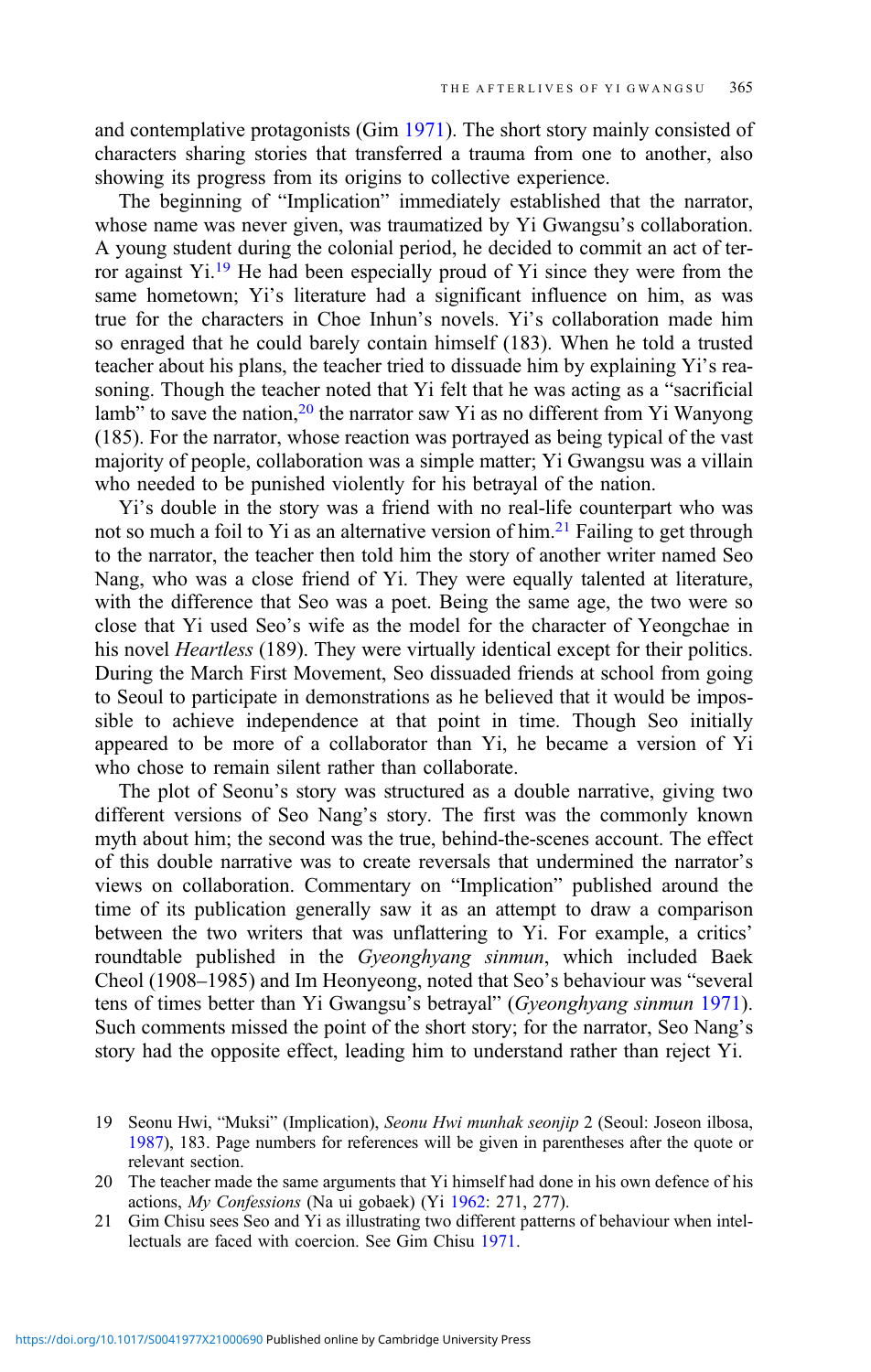and contemplative protagonists (Gim 1971). The short story mainly consisted of characters sharing stories that transferred a trauma from one to another, also showing its progress from its origins to collective experience.

The beginning of "Implication" immediately established that the narrator, whose name was never given, was traumatized by Yi Gwangsu's collaboration. A young student during the colonial period, he decided to commit an act of terror against Yi.[19] He had been especially proud of Yi since they were from the same hometown; Yi's literature had a significant influence on him, as was true for the characters in Choe Inhun's novels. Yi's collaboration made him so enraged that he could barely contain himself (183). When he told a trusted teacher about his plans, the teacher tried to dissuade him by explaining Yi's reasoning. Though the teacher noted that Yi felt that he was acting as a "sacrificial lamb" to save the nation,[20] the narrator saw Yi as no different from Yi Wanyong (185). For the narrator, whose reaction was portrayed as being typical of the vast majority of people, collaboration was a simple matter; Yi Gwangsu was a villain who needed to be punished violently for his betrayal of the nation.

Yi's double in the story was a friend with no real-life counterpart who was not so much a foil to Yi as an alternative version of him.[21] Failing to get through to the narrator, the teacher then told him the story of another writer named Seo Nang, who was a close friend of Yi. They were equally talented at literature, with the difference that Seo was a poet. Being the same age, the two were so close that Yi used Seo's wife as the model for the character of Yeongchae in his novel *Heartless* (189). They were virtually identical except for their politics. During the March First Movement, Seo dissuaded friends at school from going to Seoul to participate in demonstrations as he believed that it would be impossible to achieve independence at that point in time. Though Seo initially appeared to be more of a collaborator than Yi, he became a version of Yi who chose to remain silent rather than collaborate.

The plot of Seonu's story was structured as a double narrative, giving two different versions of Seo Nang's story. The first was the commonly known myth about him; the second was the true, behind-the-scenes account. The effect of this double narrative was to create reversals that undermined the narrator's views on collaboration. Commentary on "Implication" published around the time of its publication generally saw it as an attempt to draw a comparison between the two writers that was unflattering to Yi. For example, a critics' roundtable published in the *Gyeonghyang sinmun*, which included Baek Cheol (1908–1985) and Im Heonyeong, noted that Seo's behaviour was "several tens of times better than Yi Gwangsu's betrayal" (*Gyeonghyang sinmun* 1971). Such comments missed the point of the short story; for the narrator, Seo Nang's story had the opposite effect, leading him to understand rather than reject Yi.

19 Seonu Hwi, "Muksi" (Implication), *Seonu Hwi munhak seonjip* 2 (Seoul: Joseon ilbosa, 1987), 183. Page numbers for references will be given in parentheses after the quote or relevant section.

20 The teacher made the same arguments that Yi himself had done in his own defence of his actions, *My Confessions* (Na ui gobaek) (Yi 1962: 271, 277).

21 Gim Chisu sees Seo and Yi as illustrating two different patterns of behaviour when intellectuals are faced with coercion. See Gim Chisu 1971.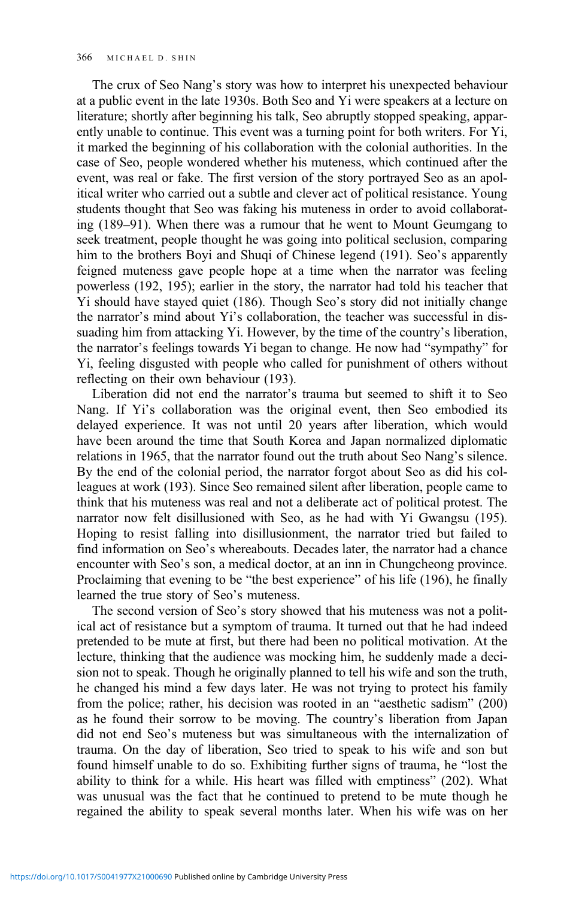The crux of Seo Nang's story was how to interpret his unexpected behaviour at a public event in the late 1930s. Both Seo and Yi were speakers at a lecture on literature; shortly after beginning his talk, Seo abruptly stopped speaking, apparently unable to continue. This event was a turning point for both writers. For Yi, it marked the beginning of his collaboration with the colonial authorities. In the case of Seo, people wondered whether his muteness, which continued after the event, was real or fake. The first version of the story portrayed Seo as an apolitical writer who carried out a subtle and clever act of political resistance. Young students thought that Seo was faking his muteness in order to avoid collaborating (189–91). When there was a rumour that he went to Mount Geumgang to seek treatment, people thought he was going into political seclusion, comparing him to the brothers Boyi and Shuqi of Chinese legend (191). Seo's apparently feigned muteness gave people hope at a time when the narrator was feeling powerless (192, 195); earlier in the story, the narrator had told his teacher that Yi should have stayed quiet (186). Though Seo's story did not initially change the narrator's mind about Yi's collaboration, the teacher was successful in dissuading him from attacking Yi. However, by the time of the country's liberation, the narrator's feelings towards Yi began to change. He now had "sympathy" for Yi, feeling disgusted with people who called for punishment of others without reflecting on their own behaviour (193).

Liberation did not end the narrator's trauma but seemed to shift it to Seo Nang. If Yi's collaboration was the original event, then Seo embodied its delayed experience. It was not until 20 years after liberation, which would have been around the time that South Korea and Japan normalized diplomatic relations in 1965, that the narrator found out the truth about Seo Nang's silence. By the end of the colonial period, the narrator forgot about Seo as did his colleagues at work (193). Since Seo remained silent after liberation, people came to think that his muteness was real and not a deliberate act of political protest. The narrator now felt disillusioned with Seo, as he had with Yi Gwangsu (195). Hoping to resist falling into disillusionment, the narrator tried but failed to find information on Seo's whereabouts. Decades later, the narrator had a chance encounter with Seo's son, a medical doctor, at an inn in Chungcheong province. Proclaiming that evening to be "the best experience" of his life (196), he finally learned the true story of Seo's muteness.

The second version of Seo's story showed that his muteness was not a political act of resistance but a symptom of trauma. It turned out that he had indeed pretended to be mute at first, but there had been no political motivation. At the lecture, thinking that the audience was mocking him, he suddenly made a decision not to speak. Though he originally planned to tell his wife and son the truth, he changed his mind a few days later. He was not trying to protect his family from the police; rather, his decision was rooted in an "aesthetic sadism" (200) as he found their sorrow to be moving. The country's liberation from Japan did not end Seo's muteness but was simultaneous with the internalization of trauma. On the day of liberation, Seo tried to speak to his wife and son but found himself unable to do so. Exhibiting further signs of trauma, he "lost the ability to think for a while. His heart was filled with emptiness" (202). What was unusual was the fact that he continued to pretend to be mute though he regained the ability to speak several months later. When his wife was on her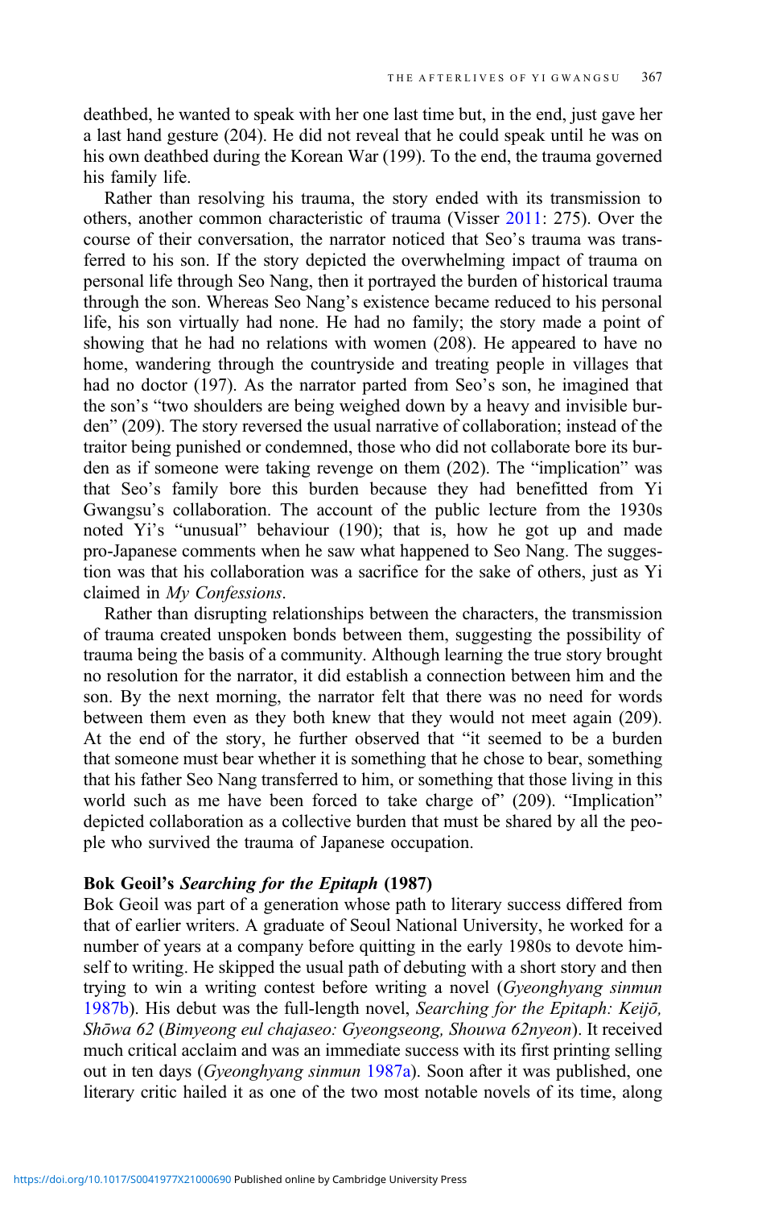deathbed, he wanted to speak with her one last time but, in the end, just gave her a last hand gesture (204). He did not reveal that he could speak until he was on his own deathbed during the Korean War (199). To the end, the trauma governed his family life.

Rather than resolving his trauma, the story ended with its transmission to others, another common characteristic of trauma (Visser 2011: 275). Over the course of their conversation, the narrator noticed that Seo's trauma was transferred to his son. If the story depicted the overwhelming impact of trauma on personal life through Seo Nang, then it portrayed the burden of historical trauma through the son. Whereas Seo Nang's existence became reduced to his personal life, his son virtually had none. He had no family; the story made a point of showing that he had no relations with women (208). He appeared to have no home, wandering through the countryside and treating people in villages that had no doctor (197). As the narrator parted from Seo's son, he imagined that the son's "two shoulders are being weighed down by a heavy and invisible burden" (209). The story reversed the usual narrative of collaboration; instead of the traitor being punished or condemned, those who did not collaborate bore its burden as if someone were taking revenge on them (202). The "implication" was that Seo's family bore this burden because they had benefitted from Yi Gwangsu's collaboration. The account of the public lecture from the 1930s noted Yi's "unusual" behaviour (190); that is, how he got up and made pro-Japanese comments when he saw what happened to Seo Nang. The suggestion was that his collaboration was a sacrifice for the sake of others, just as Yi claimed in *My Confessions*.

Rather than disrupting relationships between the characters, the transmission of trauma created unspoken bonds between them, suggesting the possibility of trauma being the basis of a community. Although learning the true story brought no resolution for the narrator, it did establish a connection between him and the son. By the next morning, the narrator felt that there was no need for words between them even as they both knew that they would not meet again (209). At the end of the story, he further observed that "it seemed to be a burden that someone must bear whether it is something that he chose to bear, something that his father Seo Nang transferred to him, or something that those living in this world such as me have been forced to take charge of" (209). "Implication" depicted collaboration as a collective burden that must be shared by all the people who survived the trauma of Japanese occupation.

### Bok Geoil's *Searching for the Epitaph* (1987)

Bok Geoil was part of a generation whose path to literary success differed from that of earlier writers. A graduate of Seoul National University, he worked for a number of years at a company before quitting in the early 1980s to devote himself to writing. He skipped the usual path of debuting with a short story and then trying to win a writing contest before writing a novel (*Gyeonghyang sinmun* 1987b). His debut was the full-length novel, *Searching for the Epitaph: Keijō, Shōwa 62* (*Bimyeong eul chajaseo: Gyeongseong, Shouwa 62nyeon*). It received much critical acclaim and was an immediate success with its first printing selling out in ten days (*Gyeonghyang sinmun* 1987a). Soon after it was published, one literary critic hailed it as one of the two most notable novels of its time, along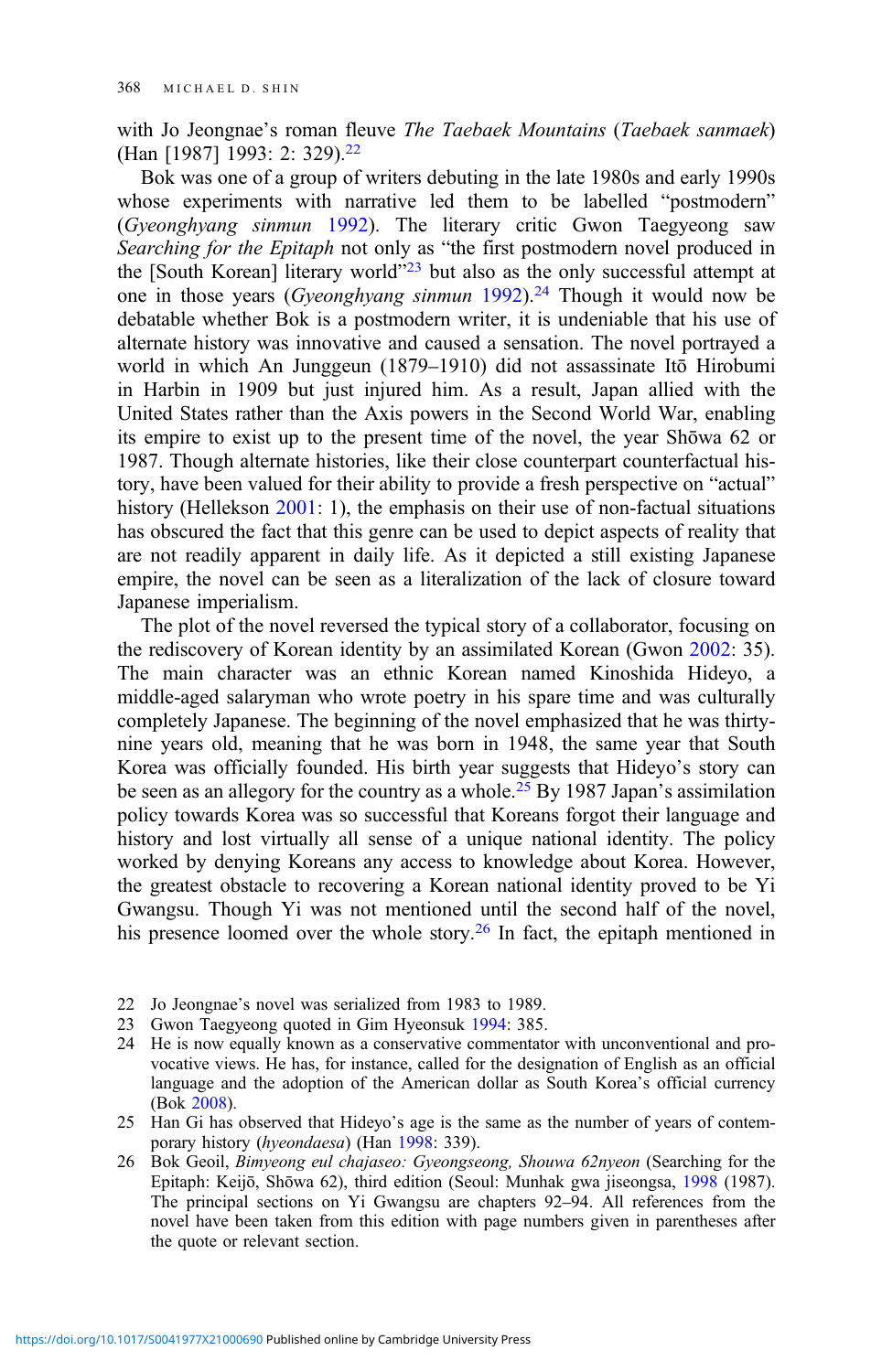with Jo Jeongnae's roman fleuve *The Taebaek Mountains* (*Taebaek sanmaek*) (Han [1987] 1993: 2: 329).[22]

Bok was one of a group of writers debuting in the late 1980s and early 1990s whose experiments with narrative led them to be labelled "postmodern" (*Gyeonghyang sinmun* 1992). The literary critic Gwon Taegyeong saw *Searching for the Epitaph* not only as "the first postmodern novel produced in the [South Korean] literary world"[23] but also as the only successful attempt at one in those years (*Gyeonghyang sinmun* 1992).[24] Though it would now be debatable whether Bok is a postmodern writer, it is undeniable that his use of alternate history was innovative and caused a sensation. The novel portrayed a world in which An Junggeun (1879–1910) did not assassinate Itō Hirobumi in Harbin in 1909 but just injured him. As a result, Japan allied with the United States rather than the Axis powers in the Second World War, enabling its empire to exist up to the present time of the novel, the year Shōwa 62 or 1987. Though alternate histories, like their close counterpart counterfactual history, have been valued for their ability to provide a fresh perspective on "actual" history (Hellekson 2001: 1), the emphasis on their use of non-factual situations has obscured the fact that this genre can be used to depict aspects of reality that are not readily apparent in daily life. As it depicted a still existing Japanese empire, the novel can be seen as a literalization of the lack of closure toward Japanese imperialism.

The plot of the novel reversed the typical story of a collaborator, focusing on the rediscovery of Korean identity by an assimilated Korean (Gwon 2002: 35). The main character was an ethnic Korean named Kinoshida Hideyo, a middle-aged salaryman who wrote poetry in his spare time and was culturally completely Japanese. The beginning of the novel emphasized that he was thirty-nine years old, meaning that he was born in 1948, the same year that South Korea was officially founded. His birth year suggests that Hideyo's story can be seen as an allegory for the country as a whole.[25] By 1987 Japan's assimilation policy towards Korea was so successful that Koreans forgot their language and history and lost virtually all sense of a unique national identity. The policy worked by denying Koreans any access to knowledge about Korea. However, the greatest obstacle to recovering a Korean national identity proved to be Yi Gwangsu. Though Yi was not mentioned until the second half of the novel, his presence loomed over the whole story.[26] In fact, the epitaph mentioned in

22 Jo Jeongnae's novel was serialized from 1983 to 1989.

23 Gwon Taegyeong quoted in Gim Hyeonsuk 1994: 385.

24 He is now equally known as a conservative commentator with unconventional and provocative views. He has, for instance, called for the designation of English as an official language and the adoption of the American dollar as South Korea's official currency (Bok 2008).

25 Han Gi has observed that Hideyo's age is the same as the number of years of contemporary history (*hyeondaesa*) (Han 1998: 339).

26 Bok Geoil, *Bimyeong eul chajaseo: Gyeongseong, Shouwa 62nyeon* (Searching for the Epitaph: Keijō, Shōwa 62), third edition (Seoul: Munhak gwa jiseongsa, 1998 (1987). The principal sections on Yi Gwangsu are chapters 92–94. All references from the novel have been taken from this edition with page numbers given in parentheses after the quote or relevant section.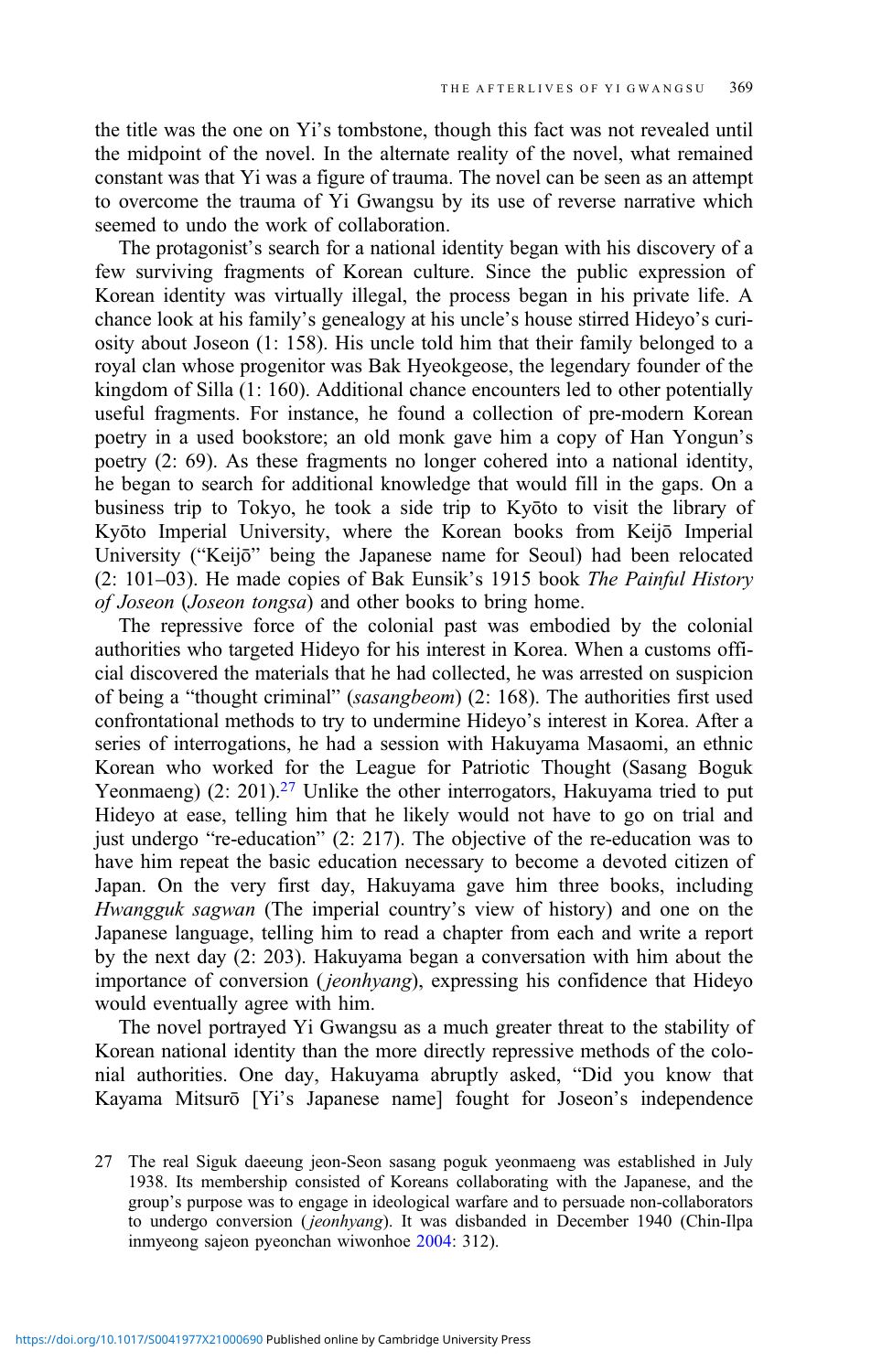the title was the one on Yi's tombstone, though this fact was not revealed until the midpoint of the novel. In the alternate reality of the novel, what remained constant was that Yi was a figure of trauma. The novel can be seen as an attempt to overcome the trauma of Yi Gwangsu by its use of reverse narrative which seemed to undo the work of collaboration.

The protagonist's search for a national identity began with his discovery of a few surviving fragments of Korean culture. Since the public expression of Korean identity was virtually illegal, the process began in his private life. A chance look at his family's genealogy at his uncle's house stirred Hideyo's curiosity about Joseon (1: 158). His uncle told him that their family belonged to a royal clan whose progenitor was Bak Hyeokgeose, the legendary founder of the kingdom of Silla (1: 160). Additional chance encounters led to other potentially useful fragments. For instance, he found a collection of pre-modern Korean poetry in a used bookstore; an old monk gave him a copy of Han Yongun's poetry (2: 69). As these fragments no longer cohered into a national identity, he began to search for additional knowledge that would fill in the gaps. On a business trip to Tokyo, he took a side trip to Kyōto to visit the library of Kyōto Imperial University, where the Korean books from Keijō Imperial University ("Keijō" being the Japanese name for Seoul) had been relocated (2: 101–03). He made copies of Bak Eunsik's 1915 book *The Painful History of Joseon* (*Joseon tongsa*) and other books to bring home.

The repressive force of the colonial past was embodied by the colonial authorities who targeted Hideyo for his interest in Korea. When a customs official discovered the materials that he had collected, he was arrested on suspicion of being a "thought criminal" (*sasangbeom*) (2: 168). The authorities first used confrontational methods to try to undermine Hideyo's interest in Korea. After a series of interrogations, he had a session with Hakuyama Masaomi, an ethnic Korean who worked for the League for Patriotic Thought (Sasang Boguk Yeonmaeng) (2: 201).[27] Unlike the other interrogators, Hakuyama tried to put Hideyo at ease, telling him that he likely would not have to go on trial and just undergo "re-education" (2: 217). The objective of the re-education was to have him repeat the basic education necessary to become a devoted citizen of Japan. On the very first day, Hakuyama gave him three books, including *Hwangguk sagwan* (The imperial country's view of history) and one on the Japanese language, telling him to read a chapter from each and write a report by the next day (2: 203). Hakuyama began a conversation with him about the importance of conversion (*jeonhyang*), expressing his confidence that Hideyo would eventually agree with him.

The novel portrayed Yi Gwangsu as a much greater threat to the stability of Korean national identity than the more directly repressive methods of the colonial authorities. One day, Hakuyama abruptly asked, "Did you know that Kayama Mitsurō [Yi's Japanese name] fought for Joseon's independence

27 The real Siguk daeeung jeon-Seon sasang poguk yeonmaeng was established in July 1938. Its membership consisted of Koreans collaborating with the Japanese, and the group's purpose was to engage in ideological warfare and to persuade non-collaborators to undergo conversion (*jeonhyang*). It was disbanded in December 1940 (Chin-Ilpa inmyeong sajeon pyeonchan wiwonhoe 2004: 312).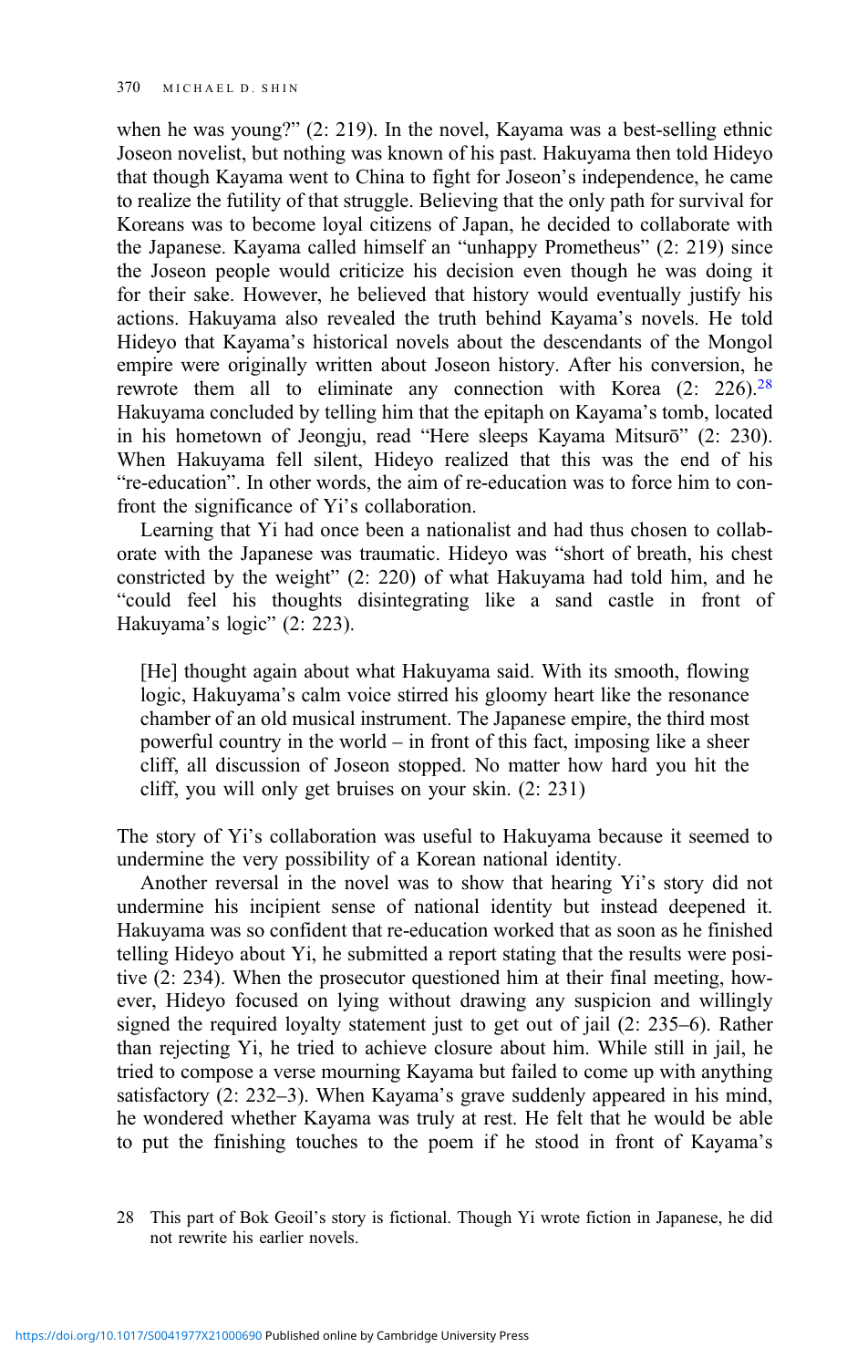when he was young?" (2: 219). In the novel, Kayama was a best-selling ethnic Joseon novelist, but nothing was known of his past. Hakuyama then told Hideyo that though Kayama went to China to fight for Joseon's independence, he came to realize the futility of that struggle. Believing that the only path for survival for Koreans was to become loyal citizens of Japan, he decided to collaborate with the Japanese. Kayama called himself an "unhappy Prometheus" (2: 219) since the Joseon people would criticize his decision even though he was doing it for their sake. However, he believed that history would eventually justify his actions. Hakuyama also revealed the truth behind Kayama's novels. He told Hideyo that Kayama's historical novels about the descendants of the Mongol empire were originally written about Joseon history. After his conversion, he rewrote them all to eliminate any connection with Korea (2: 226).[28] Hakuyama concluded by telling him that the epitaph on Kayama's tomb, located in his hometown of Jeongju, read "Here sleeps Kayama Mitsurō" (2: 230). When Hakuyama fell silent, Hideyo realized that this was the end of his "re-education". In other words, the aim of re-education was to force him to confront the significance of Yi's collaboration.

Learning that Yi had once been a nationalist and had thus chosen to collaborate with the Japanese was traumatic. Hideyo was "short of breath, his chest constricted by the weight" (2: 220) of what Hakuyama had told him, and he "could feel his thoughts disintegrating like a sand castle in front of Hakuyama's logic" (2: 223).

> [He] thought again about what Hakuyama said. With its smooth, flowing logic, Hakuyama's calm voice stirred his gloomy heart like the resonance chamber of an old musical instrument. The Japanese empire, the third most powerful country in the world – in front of this fact, imposing like a sheer cliff, all discussion of Joseon stopped. No matter how hard you hit the cliff, you will only get bruises on your skin. (2: 231)

The story of Yi's collaboration was useful to Hakuyama because it seemed to undermine the very possibility of a Korean national identity.

Another reversal in the novel was to show that hearing Yi's story did not undermine his incipient sense of national identity but instead deepened it. Hakuyama was so confident that re-education worked that as soon as he finished telling Hideyo about Yi, he submitted a report stating that the results were positive (2: 234). When the prosecutor questioned him at their final meeting, however, Hideyo focused on lying without drawing any suspicion and willingly signed the required loyalty statement just to get out of jail (2: 235–6). Rather than rejecting Yi, he tried to achieve closure about him. While still in jail, he tried to compose a verse mourning Kayama but failed to come up with anything satisfactory (2: 232–3). When Kayama's grave suddenly appeared in his mind, he wondered whether Kayama was truly at rest. He felt that he would be able to put the finishing touches to the poem if he stood in front of Kayama's

28 This part of Bok Geoil's story is fictional. Though Yi wrote fiction in Japanese, he did not rewrite his earlier novels.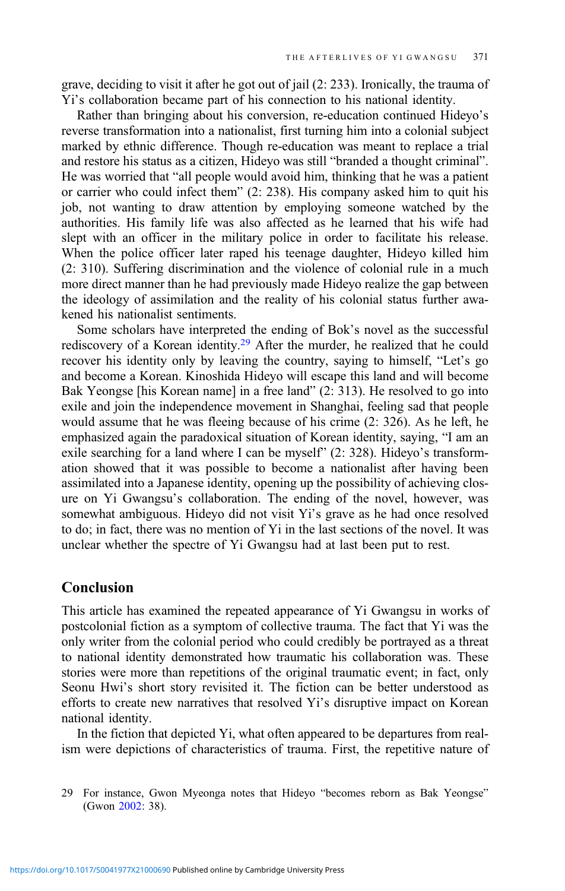grave, deciding to visit it after he got out of jail (2: 233). Ironically, the trauma of Yi's collaboration became part of his connection to his national identity.

Rather than bringing about his conversion, re-education continued Hideyo's reverse transformation into a nationalist, first turning him into a colonial subject marked by ethnic difference. Though re-education was meant to replace a trial and restore his status as a citizen, Hideyo was still "branded a thought criminal". He was worried that "all people would avoid him, thinking that he was a patient or carrier who could infect them" (2: 238). His company asked him to quit his job, not wanting to draw attention by employing someone watched by the authorities. His family life was also affected as he learned that his wife had slept with an officer in the military police in order to facilitate his release. When the police officer later raped his teenage daughter, Hideyo killed him (2: 310). Suffering discrimination and the violence of colonial rule in a much more direct manner than he had previously made Hideyo realize the gap between the ideology of assimilation and the reality of his colonial status further awakened his nationalist sentiments.

Some scholars have interpreted the ending of Bok's novel as the successful rediscovery of a Korean identity.[29] After the murder, he realized that he could recover his identity only by leaving the country, saying to himself, "Let's go and become a Korean. Kinoshida Hideyo will escape this land and will become Bak Yeongse [his Korean name] in a free land" (2: 313). He resolved to go into exile and join the independence movement in Shanghai, feeling sad that people would assume that he was fleeing because of his crime (2: 326). As he left, he emphasized again the paradoxical situation of Korean identity, saying, "I am an exile searching for a land where I can be myself" (2: 328). Hideyo's transformation showed that it was possible to become a nationalist after having been assimilated into a Japanese identity, opening up the possibility of achieving closure on Yi Gwangsu's collaboration. The ending of the novel, however, was somewhat ambiguous. Hideyo did not visit Yi's grave as he had once resolved to do; in fact, there was no mention of Yi in the last sections of the novel. It was unclear whether the spectre of Yi Gwangsu had at last been put to rest.

## Conclusion

This article has examined the repeated appearance of Yi Gwangsu in works of postcolonial fiction as a symptom of collective trauma. The fact that Yi was the only writer from the colonial period who could credibly be portrayed as a threat to national identity demonstrated how traumatic his collaboration was. These stories were more than repetitions of the original traumatic event; in fact, only Seonu Hwi's short story revisited it. The fiction can be better understood as efforts to create new narratives that resolved Yi's disruptive impact on Korean national identity.

In the fiction that depicted Yi, what often appeared to be departures from realism were depictions of characteristics of trauma. First, the repetitive nature of

29 For instance, Gwon Myeonga notes that Hideyo "becomes reborn as Bak Yeongse" (Gwon 2002: 38).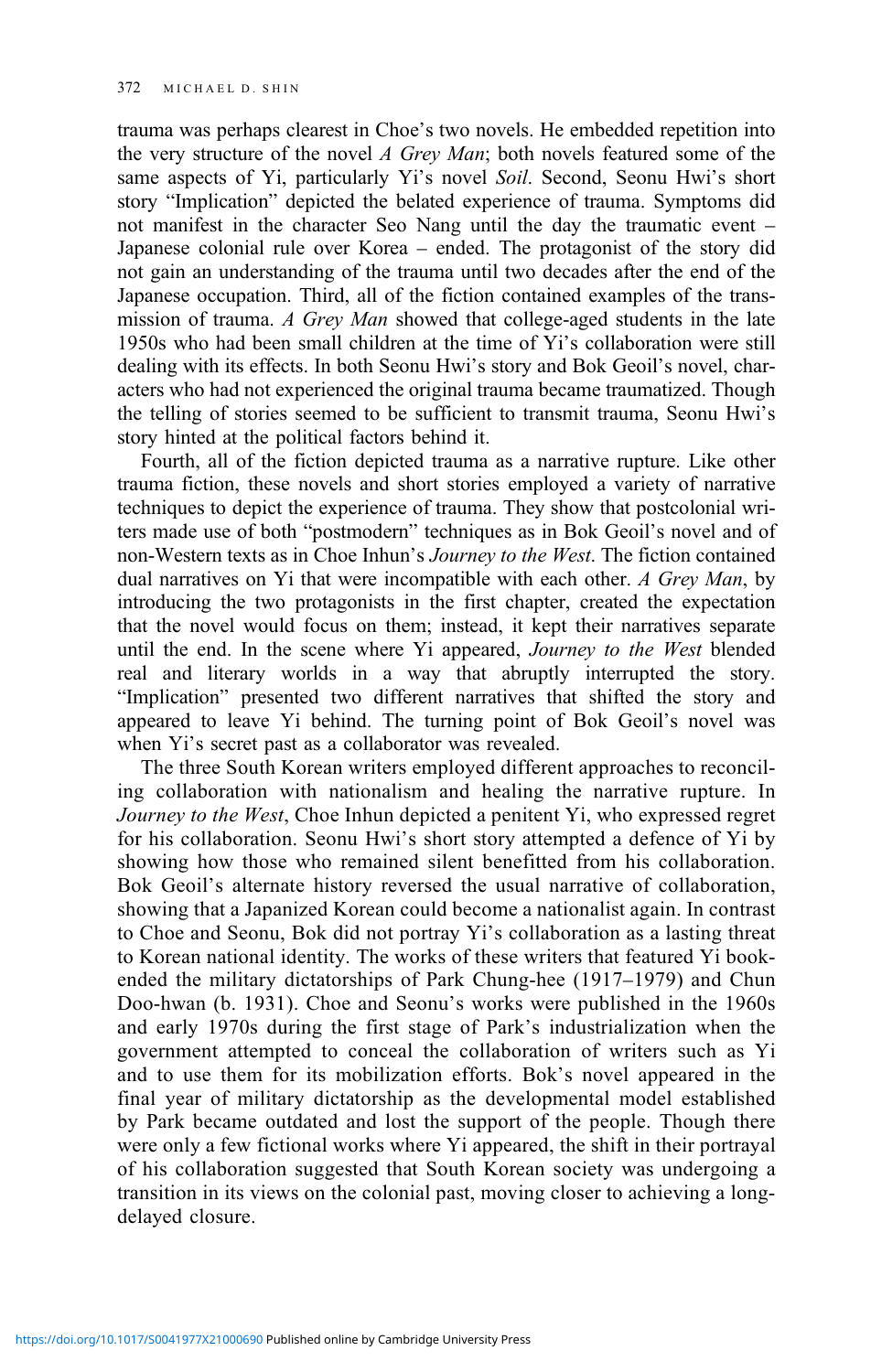trauma was perhaps clearest in Choe's two novels. He embedded repetition into the very structure of the novel *A Grey Man*; both novels featured some of the same aspects of Yi, particularly Yi's novel *Soil*. Second, Seonu Hwi's short story "Implication" depicted the belated experience of trauma. Symptoms did not manifest in the character Seo Nang until the day the traumatic event – Japanese colonial rule over Korea – ended. The protagonist of the story did not gain an understanding of the trauma until two decades after the end of the Japanese occupation. Third, all of the fiction contained examples of the transmission of trauma. *A Grey Man* showed that college-aged students in the late 1950s who had been small children at the time of Yi's collaboration were still dealing with its effects. In both Seonu Hwi's story and Bok Geoil's novel, characters who had not experienced the original trauma became traumatized. Though the telling of stories seemed to be sufficient to transmit trauma, Seonu Hwi's story hinted at the political factors behind it.

Fourth, all of the fiction depicted trauma as a narrative rupture. Like other trauma fiction, these novels and short stories employed a variety of narrative techniques to depict the experience of trauma. They show that postcolonial writers made use of both "postmodern" techniques as in Bok Geoil's novel and of non-Western texts as in Choe Inhun's *Journey to the West*. The fiction contained dual narratives on Yi that were incompatible with each other. *A Grey Man*, by introducing the two protagonists in the first chapter, created the expectation that the novel would focus on them; instead, it kept their narratives separate until the end. In the scene where Yi appeared, *Journey to the West* blended real and literary worlds in a way that abruptly interrupted the story. "Implication" presented two different narratives that shifted the story and appeared to leave Yi behind. The turning point of Bok Geoil's novel was when Yi's secret past as a collaborator was revealed.

The three South Korean writers employed different approaches to reconciling collaboration with nationalism and healing the narrative rupture. In *Journey to the West*, Choe Inhun depicted a penitent Yi, who expressed regret for his collaboration. Seonu Hwi's short story attempted a defence of Yi by showing how those who remained silent benefitted from his collaboration. Bok Geoil's alternate history reversed the usual narrative of collaboration, showing that a Japanized Korean could become a nationalist again. In contrast to Choe and Seonu, Bok did not portray Yi's collaboration as a lasting threat to Korean national identity. The works of these writers that featured Yi bookended the military dictatorships of Park Chung-hee (1917–1979) and Chun Doo-hwan (b. 1931). Choe and Seonu's works were published in the 1960s and early 1970s during the first stage of Park's industrialization when the government attempted to conceal the collaboration of writers such as Yi and to use them for its mobilization efforts. Bok's novel appeared in the final year of military dictatorship as the developmental model established by Park became outdated and lost the support of the people. Though there were only a few fictional works where Yi appeared, the shift in their portrayal of his collaboration suggested that South Korean society was undergoing a transition in its views on the colonial past, moving closer to achieving a long-delayed closure.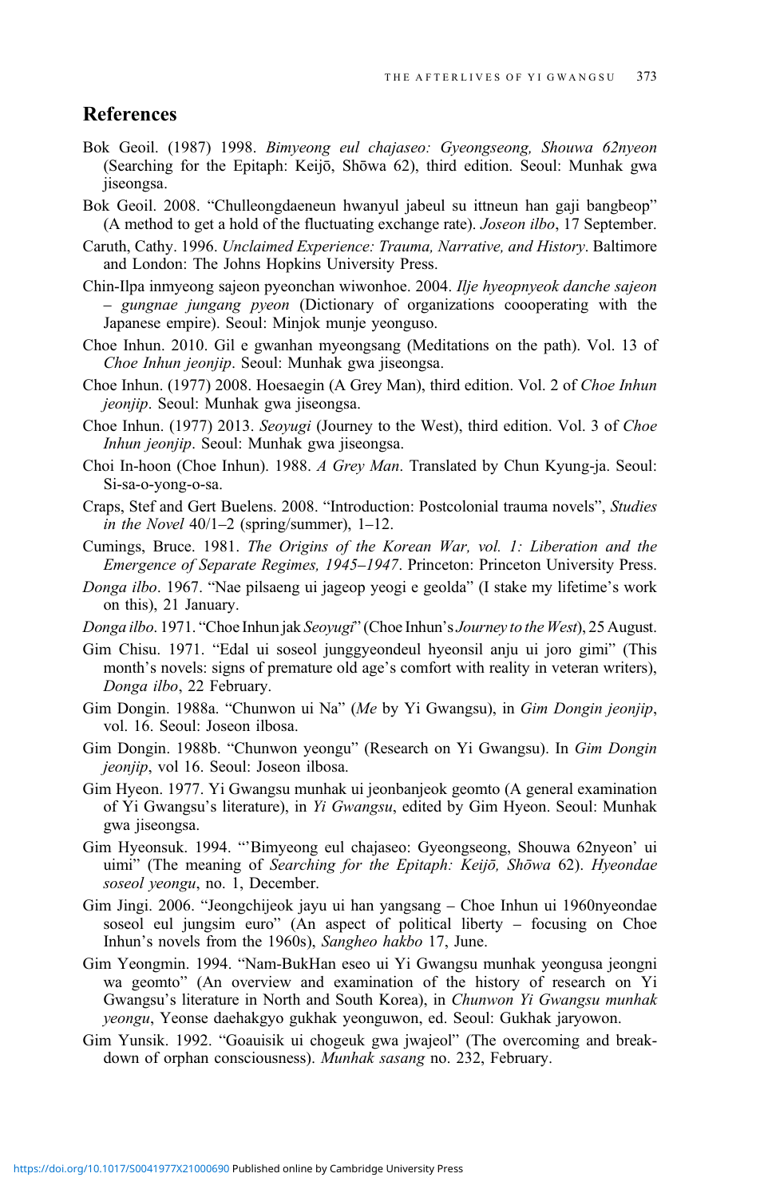## References

Bok Geoil. (1987) 1998. *Bimyeong eul chajaseo: Gyeongseong, Shouwa 62nyeon* (Searching for the Epitaph: Keijō, Shōwa 62), third edition. Seoul: Munhak gwa jiseongsa.

Bok Geoil. 2008. "Chulleongdaeneun hwanyul jabeul su ittneun han gaji bangbeop" (A method to get a hold of the fluctuating exchange rate). *Joseon ilbo*, 17 September.

Caruth, Cathy. 1996. *Unclaimed Experience: Trauma, Narrative, and History*. Baltimore and London: The Johns Hopkins University Press.

Chin-Ilpa inmyeong sajeon pyeonchan wiwonhoe. 2004. *Ilje hyeopnyeok danche sajeon – gungnae jungang pyeon* (Dictionary of organizations coooperating with the Japanese empire). Seoul: Minjok munje yeonguso.

Choe Inhun. 2010. Gil e gwanhan myeongsang (Meditations on the path). Vol. 13 of *Choe Inhun jeonjip*. Seoul: Munhak gwa jiseongsa.

Choe Inhun. (1977) 2008. Hoesaegin (A Grey Man), third edition. Vol. 2 of *Choe Inhun jeonjip*. Seoul: Munhak gwa jiseongsa.

Choe Inhun. (1977) 2013. *Seoyugi* (Journey to the West), third edition. Vol. 3 of *Choe Inhun jeonjip*. Seoul: Munhak gwa jiseongsa.

Choi In-hoon (Choe Inhun). 1988. *A Grey Man*. Translated by Chun Kyung-ja. Seoul: Si-sa-o-yong-o-sa.

Craps, Stef and Gert Buelens. 2008. "Introduction: Postcolonial trauma novels", *Studies in the Novel* 40/1–2 (spring/summer), 1–12.

Cumings, Bruce. 1981. *The Origins of the Korean War, vol. 1: Liberation and the Emergence of Separate Regimes, 1945–1947*. Princeton: Princeton University Press.

*Donga ilbo*. 1967. "Nae pilsaeng ui jageop yeogi e geolda" (I stake my lifetime's work on this), 21 January.

*Donga ilbo*. 1971. "Choe Inhun jak *Seoyugi*" (Choe Inhun's *Journey to the West*), 25 August.

Gim Chisu. 1971. "Edal ui soseol junggyeondeul hyeonsil anju ui joro gimi" (This month's novels: signs of premature old age's comfort with reality in veteran writers), *Donga ilbo*, 22 February.

Gim Dongin. 1988a. "Chunwon ui Na" (*Me* by Yi Gwangsu), in *Gim Dongin jeonjip*, vol. 16. Seoul: Joseon ilbosa.

Gim Dongin. 1988b. "Chunwon yeongu" (Research on Yi Gwangsu). In *Gim Dongin jeonjip*, vol 16. Seoul: Joseon ilbosa.

Gim Hyeon. 1977. Yi Gwangsu munhak ui jeonbanjeok geomto (A general examination of Yi Gwangsu's literature), in *Yi Gwangsu*, edited by Gim Hyeon. Seoul: Munhak gwa jiseongsa.

Gim Hyeonsuk. 1994. "'Bimyeong eul chajaseo: Gyeongseong, Shouwa 62nyeon' ui uimi" (The meaning of *Searching for the Epitaph: Keijō, Shōwa* 62). *Hyeondae soseol yeongu*, no. 1, December.

Gim Jingi. 2006. "Jeongchijeok jayu ui han yangsang – Choe Inhun ui 1960nyeondae soseol eul jungsim euro" (An aspect of political liberty – focusing on Choe Inhun's novels from the 1960s), *Sangheo hakbo* 17, June.

Gim Yeongmin. 1994. "Nam-BukHan eseo ui Yi Gwangsu munhak yeongusa jeongni wa geomto" (An overview and examination of the history of research on Yi Gwangsu's literature in North and South Korea), in *Chunwon Yi Gwangsu munhak yeongu*, Yeonse daehakgyo gukhak yeonguwon, ed. Seoul: Gukhak jaryowon.

Gim Yunsik. 1992. "Goauisik ui chogeuk gwa jwajeol" (The overcoming and breakdown of orphan consciousness). *Munhak sasang* no. 232, February.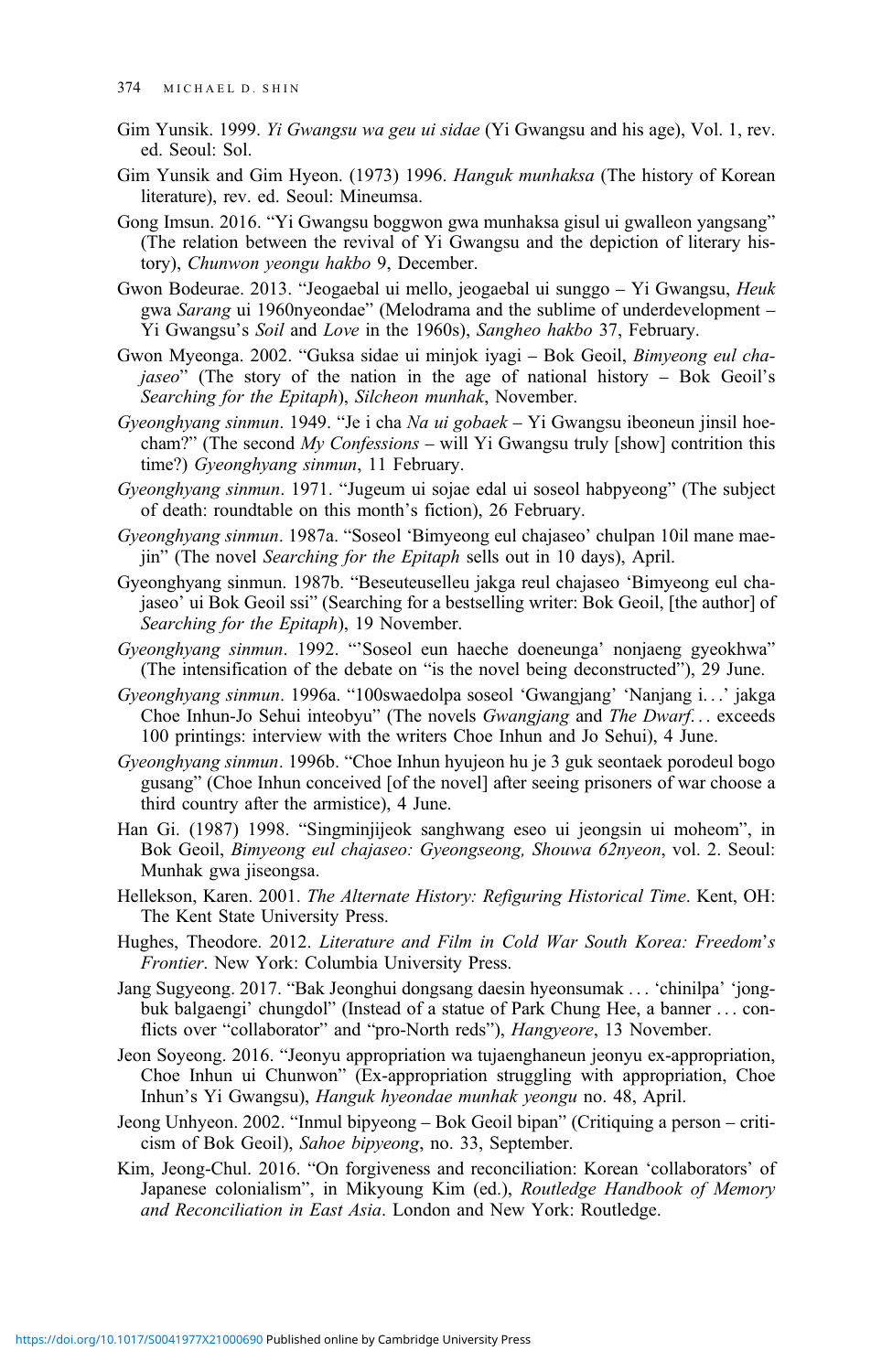Gim Yunsik. 1999. *Yi Gwangsu wa geu ui sidae* (Yi Gwangsu and his age), Vol. 1, rev. ed. Seoul: Sol.

Gim Yunsik and Gim Hyeon. (1973) 1996. *Hanguk munhaksa* (The history of Korean literature), rev. ed. Seoul: Mineumsa.

Gong Imsun. 2016. "Yi Gwangsu boggwon gwa munhaksa gisul ui gwalleon yangsang" (The relation between the revival of Yi Gwangsu and the depiction of literary history), *Chunwon yeongu hakbo* 9, December.

Gwon Bodeurae. 2013. "Jeogaebal ui mello, jeogaebal ui sunggo – Yi Gwangsu, *Heuk* gwa *Sarang* ui 1960nyeondae" (Melodrama and the sublime of underdevelopment – Yi Gwangsu's *Soil* and *Love* in the 1960s), *Sangheo hakbo* 37, February.

Gwon Myeonga. 2002. "Guksa sidae ui minjok iyagi – Bok Geoil, *Bimyeong eul chajaseo*" (The story of the nation in the age of national history – Bok Geoil's *Searching for the Epitaph*), *Silcheon munhak*, November.

*Gyeonghyang sinmun*. 1949. "Je i cha *Na ui gobaek* – Yi Gwangsu ibeoneun jinsil hoecham?" (The second *My Confessions* – will Yi Gwangsu truly [show] contrition this time?) *Gyeonghyang sinmun*, 11 February.

*Gyeonghyang sinmun*. 1971. "Jugeum ui sojae edal ui soseol habpyeong" (The subject of death: roundtable on this month's fiction), 26 February.

*Gyeonghyang sinmun*. 1987a. "Soseol 'Bimyeong eul chajaseo' chulpan 10il mane maejin" (The novel *Searching for the Epitaph* sells out in 10 days), April.

Gyeonghyang sinmun. 1987b. "Beseuteuselleu jakga reul chajaseo 'Bimyeong eul chajaseo' ui Bok Geoil ssi" (Searching for a bestselling writer: Bok Geoil, [the author] of *Searching for the Epitaph*), 19 November.

*Gyeonghyang sinmun*. 1992. "'Soseol eun haeche doeneunga' nonjaeng gyeokhwa" (The intensification of the debate on "is the novel being deconstructed"), 29 June.

*Gyeonghyang sinmun*. 1996a. "100swaedolpa soseol 'Gwangjang' 'Nanjang i…' jakga Choe Inhun-Jo Sehui inteobyu" (The novels *Gwangjang* and *The Dwarf…* exceeds 100 printings: interview with the writers Choe Inhun and Jo Sehui), 4 June.

*Gyeonghyang sinmun*. 1996b. "Choe Inhun hyujeon hu je 3 guk seontaek porodeul bogo gusang" (Choe Inhun conceived [of the novel] after seeing prisoners of war choose a third country after the armistice), 4 June.

Han Gi. (1987) 1998. "Singminjijeok sanghwang eseo ui jeongsin ui moheom", in Bok Geoil, *Bimyeong eul chajaseo: Gyeongseong, Shouwa 62nyeon*, vol. 2. Seoul: Munhak gwa jiseongsa.

Hellekson, Karen. 2001. *The Alternate History: Refiguring Historical Time*. Kent, OH: The Kent State University Press.

Hughes, Theodore. 2012. *Literature and Film in Cold War South Korea: Freedom's Frontier*. New York: Columbia University Press.

Jang Sugyeong. 2017. "Bak Jeonghui dongsang daesin hyeonsumak … 'chinilpa' 'jongbuk balgaengi' chungdol" (Instead of a statue of Park Chung Hee, a banner … conflicts over "collaborator" and "pro-North reds"), *Hangyeore*, 13 November.

Jeon Soyeong. 2016. "Jeonyu appropriation wa tujaenghaneun jeonyu ex-appropriation, Choe Inhun ui Chunwon" (Ex-appropriation struggling with appropriation, Choe Inhun's Yi Gwangsu), *Hanguk hyeondae munhak yeongu* no. 48, April.

Jeong Unhyeon. 2002. "Inmul bipyeong – Bok Geoil bipan" (Critiquing a person – criticism of Bok Geoil), *Sahoe bipyeong*, no. 33, September.

Kim, Jeong-Chul. 2016. "On forgiveness and reconciliation: Korean 'collaborators' of Japanese colonialism", in Mikyoung Kim (ed.), *Routledge Handbook of Memory and Reconciliation in East Asia*. London and New York: Routledge.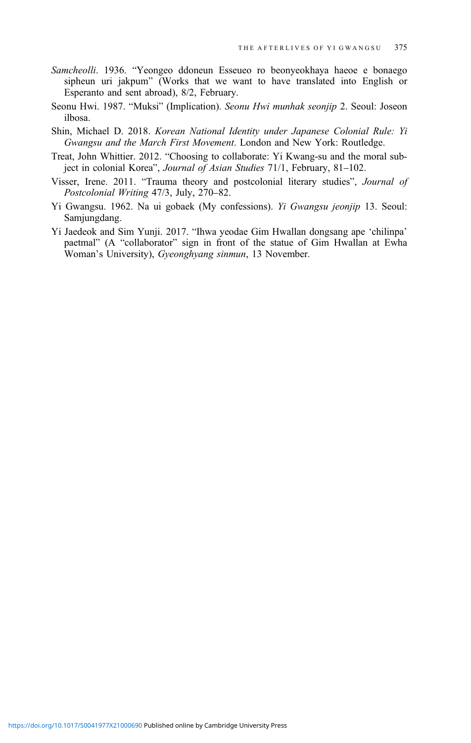*Samcheolli*. 1936. "Yeongeo ddoneun Esseueo ro beonyeokhaya haeoe e bonaego sipheun uri jakpum" (Works that we want to have translated into English or Esperanto and sent abroad), 8/2, February.

Seonu Hwi. 1987. "Muksi" (Implication). *Seonu Hwi munhak seonjip* 2. Seoul: Joseon ilbosa.

Shin, Michael D. 2018. *Korean National Identity under Japanese Colonial Rule: Yi Gwangsu and the March First Movement*. London and New York: Routledge.

Treat, John Whittier. 2012. "Choosing to collaborate: Yi Kwang-su and the moral subject in colonial Korea", *Journal of Asian Studies* 71/1, February, 81–102.

Visser, Irene. 2011. "Trauma theory and postcolonial literary studies", *Journal of Postcolonial Writing* 47/3, July, 270–82.

Yi Gwangsu. 1962. Na ui gobaek (My confessions). *Yi Gwangsu jeonjip* 13. Seoul: Samjungdang.

Yi Jaedeok and Sim Yunji. 2017. "Ihwa yeodae Gim Hwallan dongsang ape 'chilinpa' paetmal" (A "collaborator" sign in front of the statue of Gim Hwallan at Ewha Woman's University), *Gyeonghyang sinmun*, 13 November.